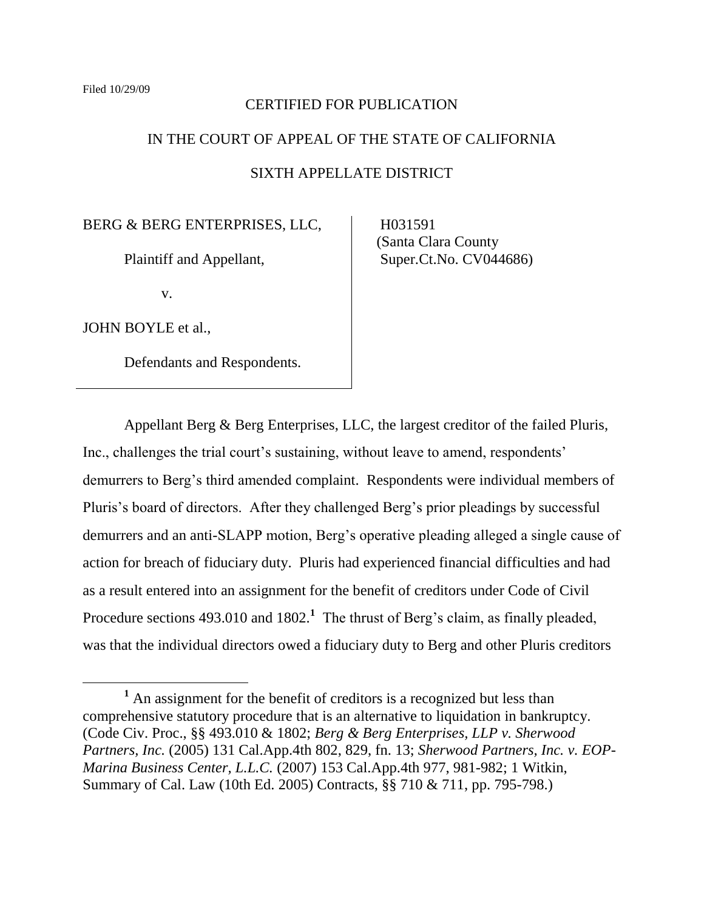Filed 10/29/09

CERTIFIED FOR PUBLICATION

IN THE COURT OF APPEAL OF THE STATE OF CALIFORNIA

SIXTH APPELLATE DISTRICT

| | |
|---|---|
| BERG & BERG ENTERPRISES, LLC,<br><br>Plaintiff and Appellant,<br><br>v.<br><br>JOHN BOYLE et al.,<br><br>Defendants and Respondents. | H031591<br>(Santa Clara County<br>Super.Ct.No. CV044686) |

Appellant Berg & Berg Enterprises, LLC, the largest creditor of the failed Pluris, Inc., challenges the trial court's sustaining, without leave to amend, respondents' demurrers to Berg's third amended complaint. Respondents were individual members of Pluris's board of directors. After they challenged Berg's prior pleadings by successful demurrers and an anti-SLAPP motion, Berg's operative pleading alleged a single cause of action for breach of fiduciary duty. Pluris had experienced financial difficulties and had as a result entered into an assignment for the benefit of creditors under Code of Civil Procedure sections 493.010 and 1802.[1] The thrust of Berg's claim, as finally pleaded, was that the individual directors owed a fiduciary duty to Berg and other Pluris creditors

[1] An assignment for the benefit of creditors is a recognized but less than comprehensive statutory procedure that is an alternative to liquidation in bankruptcy. (Code Civ. Proc., §§ 493.010 & 1802; *Berg & Berg Enterprises, LLP v. Sherwood Partners, Inc.* (2005) 131 Cal.App.4th 802, 829, fn. 13; *Sherwood Partners, Inc. v. EOP-Marina Business Center, L.L.C.* (2007) 153 Cal.App.4th 977, 981-982; 1 Witkin, Summary of Cal. Law (10th Ed. 2005) Contracts, §§ 710 & 711, pp. 795-798.)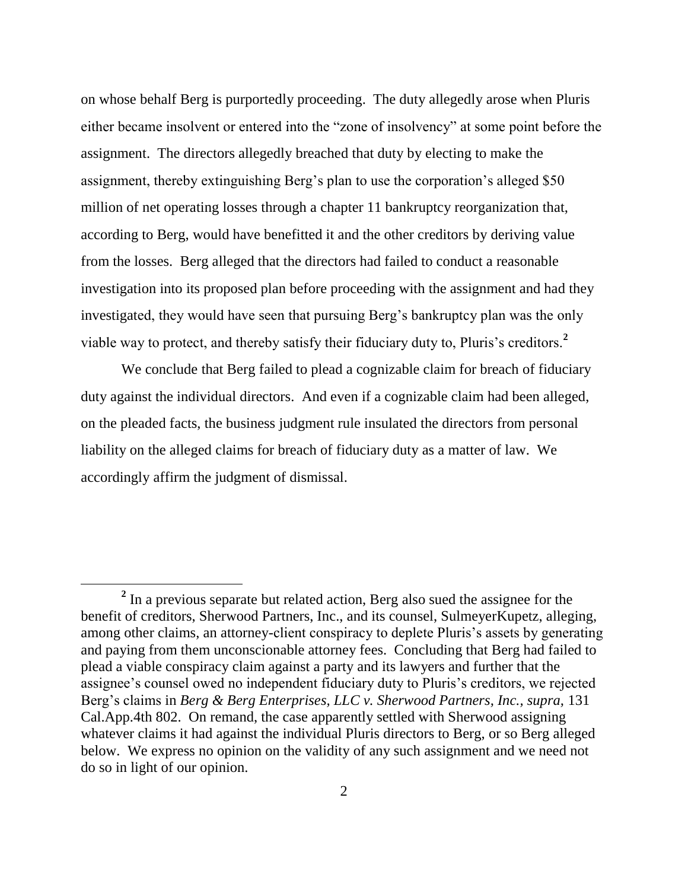on whose behalf Berg is purportedly proceeding. The duty allegedly arose when Pluris either became insolvent or entered into the "zone of insolvency" at some point before the assignment. The directors allegedly breached that duty by electing to make the assignment, thereby extinguishing Berg's plan to use the corporation's alleged $50 million of net operating losses through a chapter 11 bankruptcy reorganization that, according to Berg, would have benefitted it and the other creditors by deriving value from the losses. Berg alleged that the directors had failed to conduct a reasonable investigation into its proposed plan before proceeding with the assignment and had they investigated, they would have seen that pursuing Berg's bankruptcy plan was the only viable way to protect, and thereby satisfy their fiduciary duty to, Pluris's creditors.[2]

We conclude that Berg failed to plead a cognizable claim for breach of fiduciary duty against the individual directors. And even if a cognizable claim had been alleged, on the pleaded facts, the business judgment rule insulated the directors from personal liability on the alleged claims for breach of fiduciary duty as a matter of law. We accordingly affirm the judgment of dismissal.

---

[2] In a previous separate but related action, Berg also sued the assignee for the benefit of creditors, Sherwood Partners, Inc., and its counsel, SulmeyerKupetz, alleging, among other claims, an attorney-client conspiracy to deplete Pluris's assets by generating and paying from them unconscionable attorney fees. Concluding that Berg had failed to plead a viable conspiracy claim against a party and its lawyers and further that the assignee's counsel owed no independent fiduciary duty to Pluris's creditors, we rejected Berg's claims in *Berg & Berg Enterprises, LLC v. Sherwood Partners, Inc., supra,* 131 Cal.App.4th 802. On remand, the case apparently settled with Sherwood assigning whatever claims it had against the individual Pluris directors to Berg, or so Berg alleged below. We express no opinion on the validity of any such assignment and we need not do so in light of our opinion.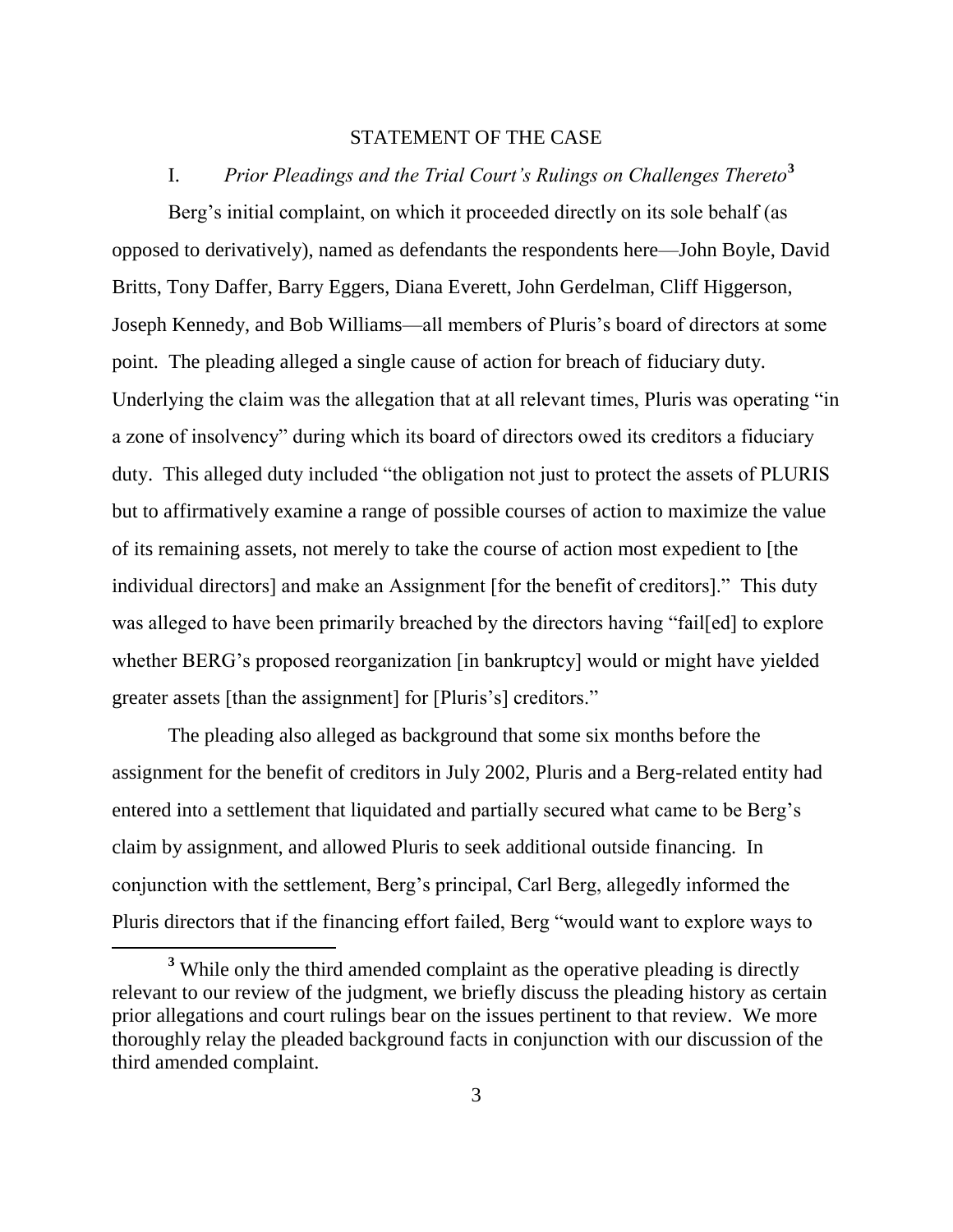## STATEMENT OF THE CASE

### I. *Prior Pleadings and the Trial Court's Rulings on Challenges Thereto*[3]

Berg's initial complaint, on which it proceeded directly on its sole behalf (as opposed to derivatively), named as defendants the respondents here—John Boyle, David Britts, Tony Daffer, Barry Eggers, Diana Everett, John Gerdelman, Cliff Higgerson, Joseph Kennedy, and Bob Williams—all members of Pluris's board of directors at some point. The pleading alleged a single cause of action for breach of fiduciary duty. Underlying the claim was the allegation that at all relevant times, Pluris was operating "in a zone of insolvency" during which its board of directors owed its creditors a fiduciary duty. This alleged duty included "the obligation not just to protect the assets of PLURIS but to affirmatively examine a range of possible courses of action to maximize the value of its remaining assets, not merely to take the course of action most expedient to [the individual directors] and make an Assignment [for the benefit of creditors]." This duty was alleged to have been primarily breached by the directors having "fail[ed] to explore whether BERG's proposed reorganization [in bankruptcy] would or might have yielded greater assets [than the assignment] for [Pluris's] creditors."

The pleading also alleged as background that some six months before the assignment for the benefit of creditors in July 2002, Pluris and a Berg-related entity had entered into a settlement that liquidated and partially secured what came to be Berg's claim by assignment, and allowed Pluris to seek additional outside financing. In conjunction with the settlement, Berg's principal, Carl Berg, allegedly informed the Pluris directors that if the financing effort failed, Berg "would want to explore ways to

---

[3] While only the third amended complaint as the operative pleading is directly relevant to our review of the judgment, we briefly discuss the pleading history as certain prior allegations and court rulings bear on the issues pertinent to that review. We more thoroughly relay the pleaded background facts in conjunction with our discussion of the third amended complaint.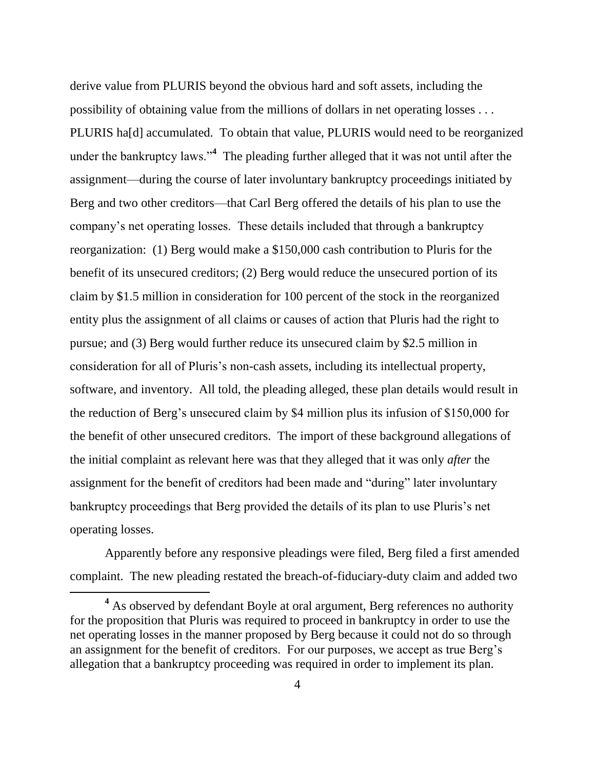derive value from PLURIS beyond the obvious hard and soft assets, including the possibility of obtaining value from the millions of dollars in net operating losses . . . PLURIS ha[d] accumulated. To obtain that value, PLURIS would need to be reorganized under the bankruptcy laws."[4] The pleading further alleged that it was not until after the assignment—during the course of later involuntary bankruptcy proceedings initiated by Berg and two other creditors—that Carl Berg offered the details of his plan to use the company's net operating losses. These details included that through a bankruptcy reorganization: (1) Berg would make a $150,000 cash contribution to Pluris for the benefit of its unsecured creditors; (2) Berg would reduce the unsecured portion of its claim by $1.5 million in consideration for 100 percent of the stock in the reorganized entity plus the assignment of all claims or causes of action that Pluris had the right to pursue; and (3) Berg would further reduce its unsecured claim by $2.5 million in consideration for all of Pluris's non-cash assets, including its intellectual property, software, and inventory. All told, the pleading alleged, these plan details would result in the reduction of Berg's unsecured claim by $4 million plus its infusion of $150,000 for the benefit of other unsecured creditors. The import of these background allegations of the initial complaint as relevant here was that they alleged that it was only *after* the assignment for the benefit of creditors had been made and "during" later involuntary bankruptcy proceedings that Berg provided the details of its plan to use Pluris's net operating losses.

Apparently before any responsive pleadings were filed, Berg filed a first amended complaint. The new pleading restated the breach-of-fiduciary-duty claim and added two

[4] As observed by defendant Boyle at oral argument, Berg references no authority for the proposition that Pluris was required to proceed in bankruptcy in order to use the net operating losses in the manner proposed by Berg because it could not do so through an assignment for the benefit of creditors. For our purposes, we accept as true Berg's allegation that a bankruptcy proceeding was required in order to implement its plan.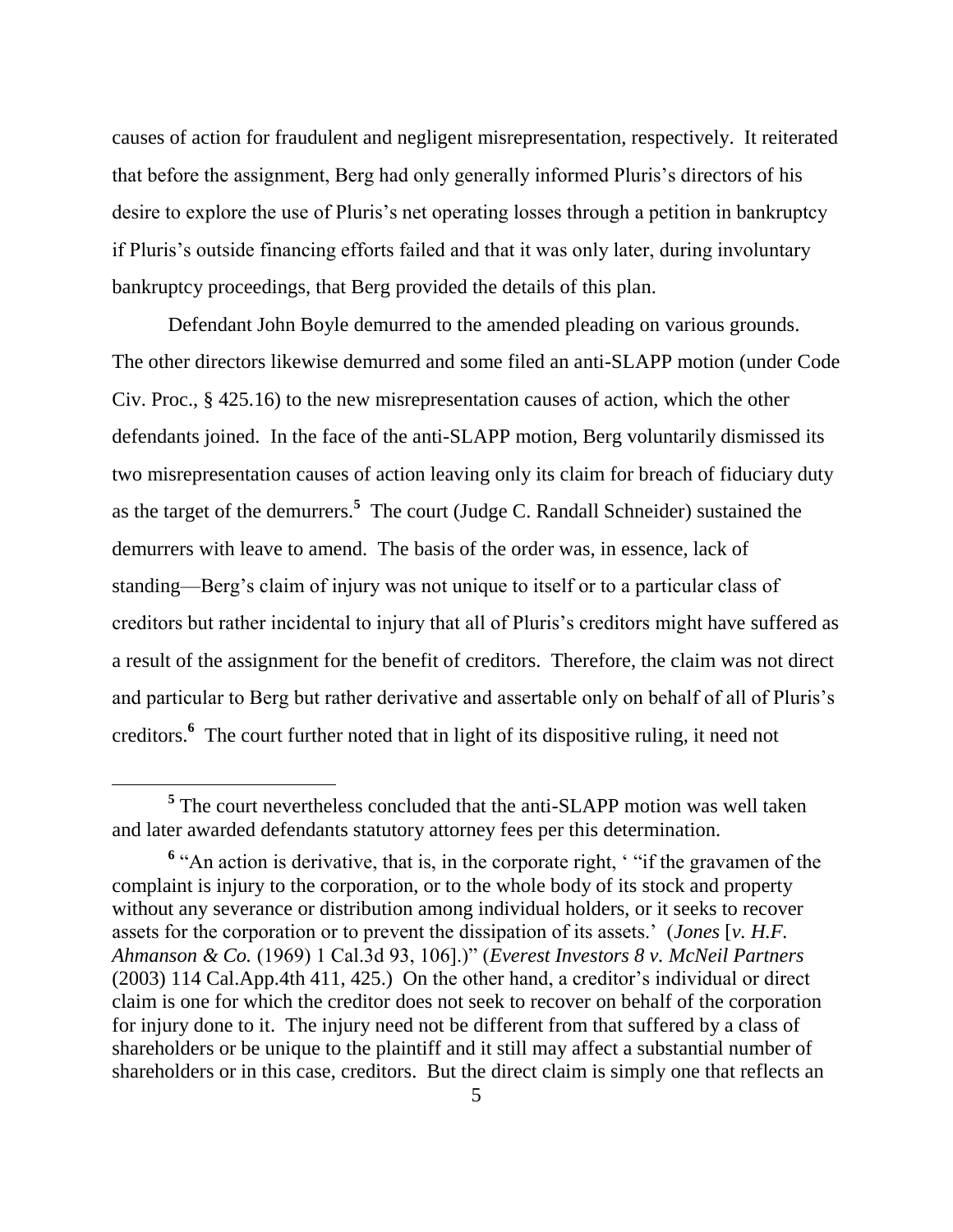causes of action for fraudulent and negligent misrepresentation, respectively. It reiterated that before the assignment, Berg had only generally informed Pluris's directors of his desire to explore the use of Pluris's net operating losses through a petition in bankruptcy if Pluris's outside financing efforts failed and that it was only later, during involuntary bankruptcy proceedings, that Berg provided the details of this plan.

Defendant John Boyle demurred to the amended pleading on various grounds. The other directors likewise demurred and some filed an anti-SLAPP motion (under Code Civ. Proc., § 425.16) to the new misrepresentation causes of action, which the other defendants joined. In the face of the anti-SLAPP motion, Berg voluntarily dismissed its two misrepresentation causes of action leaving only its claim for breach of fiduciary duty as the target of the demurrers.[5] The court (Judge C. Randall Schneider) sustained the demurrers with leave to amend. The basis of the order was, in essence, lack of standing—Berg's claim of injury was not unique to itself or to a particular class of creditors but rather incidental to injury that all of Pluris's creditors might have suffered as a result of the assignment for the benefit of creditors. Therefore, the claim was not direct and particular to Berg but rather derivative and assertable only on behalf of all of Pluris's creditors.[6] The court further noted that in light of its dispositive ruling, it need not

---

[5] The court nevertheless concluded that the anti-SLAPP motion was well taken and later awarded defendants statutory attorney fees per this determination.

[6] "An action is derivative, that is, in the corporate right, ' "if the gravamen of the complaint is injury to the corporation, or to the whole body of its stock and property without any severance or distribution among individual holders, or it seeks to recover assets for the corporation or to prevent the dissipation of its assets.' (*Jones* [*v. H.F. Ahmanson & Co.* (1969) 1 Cal.3d 93, 106].)" (*Everest Investors 8 v. McNeil Partners* (2003) 114 Cal.App.4th 411, 425.) On the other hand, a creditor's individual or direct claim is one for which the creditor does not seek to recover on behalf of the corporation for injury done to it. The injury need not be different from that suffered by a class of shareholders or be unique to the plaintiff and it still may affect a substantial number of shareholders or in this case, creditors. But the direct claim is simply one that reflects an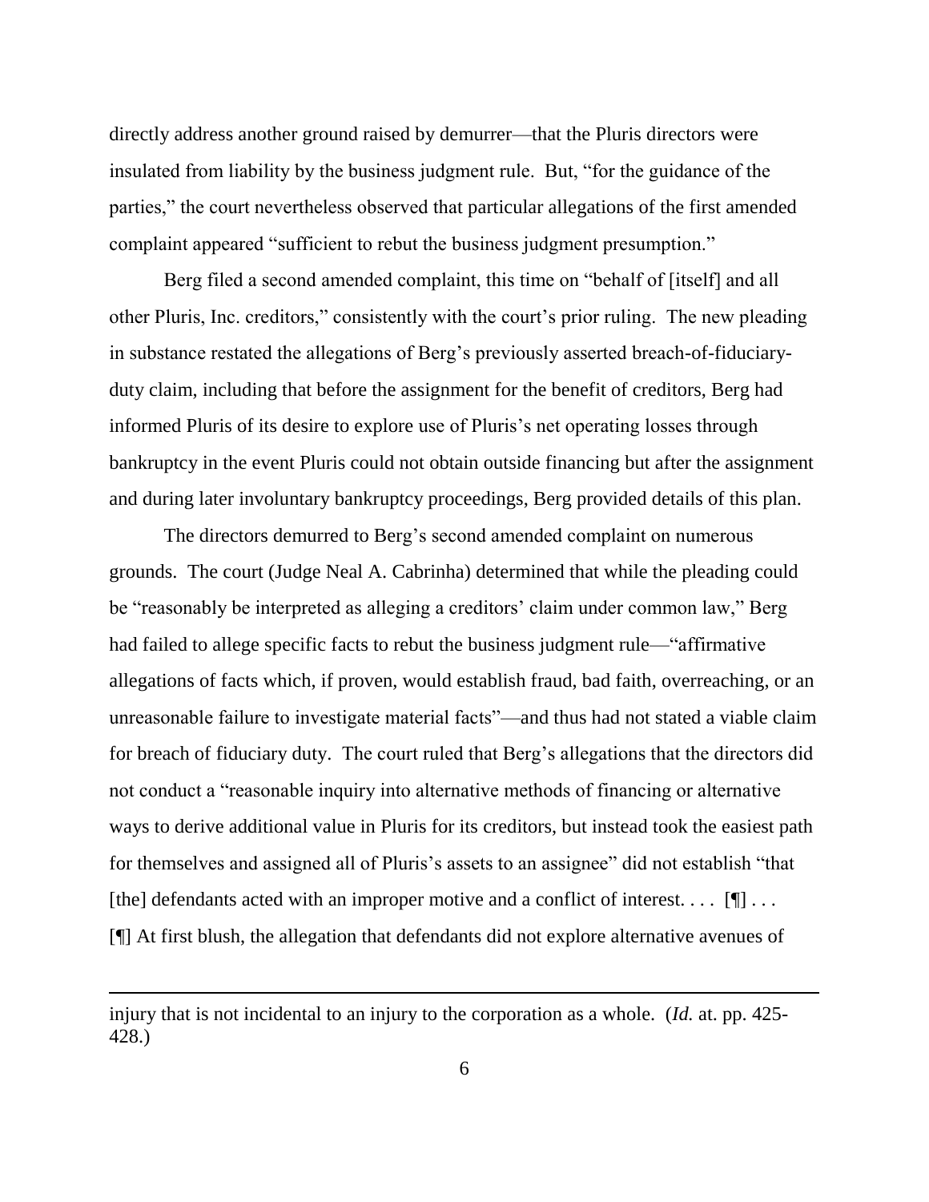directly address another ground raised by demurrer—that the Pluris directors were insulated from liability by the business judgment rule. But, "for the guidance of the parties," the court nevertheless observed that particular allegations of the first amended complaint appeared "sufficient to rebut the business judgment presumption."

Berg filed a second amended complaint, this time on "behalf of [itself] and all other Pluris, Inc. creditors," consistently with the court's prior ruling. The new pleading in substance restated the allegations of Berg's previously asserted breach-of-fiduciary-duty claim, including that before the assignment for the benefit of creditors, Berg had informed Pluris of its desire to explore use of Pluris's net operating losses through bankruptcy in the event Pluris could not obtain outside financing but after the assignment and during later involuntary bankruptcy proceedings, Berg provided details of this plan.

The directors demurred to Berg's second amended complaint on numerous grounds. The court (Judge Neal A. Cabrinha) determined that while the pleading could be "reasonably be interpreted as alleging a creditors' claim under common law," Berg had failed to allege specific facts to rebut the business judgment rule—"affirmative allegations of facts which, if proven, would establish fraud, bad faith, overreaching, or an unreasonable failure to investigate material facts"—and thus had not stated a viable claim for breach of fiduciary duty. The court ruled that Berg's allegations that the directors did not conduct a "reasonable inquiry into alternative methods of financing or alternative ways to derive additional value in Pluris for its creditors, but instead took the easiest path for themselves and assigned all of Pluris's assets to an assignee" did not establish "that [the] defendants acted with an improper motive and a conflict of interest. . . . [¶] . . . [¶] At first blush, the allegation that defendants did not explore alternative avenues of

---

injury that is not incidental to an injury to the corporation as a whole. (*Id.* at. pp. 425-428.)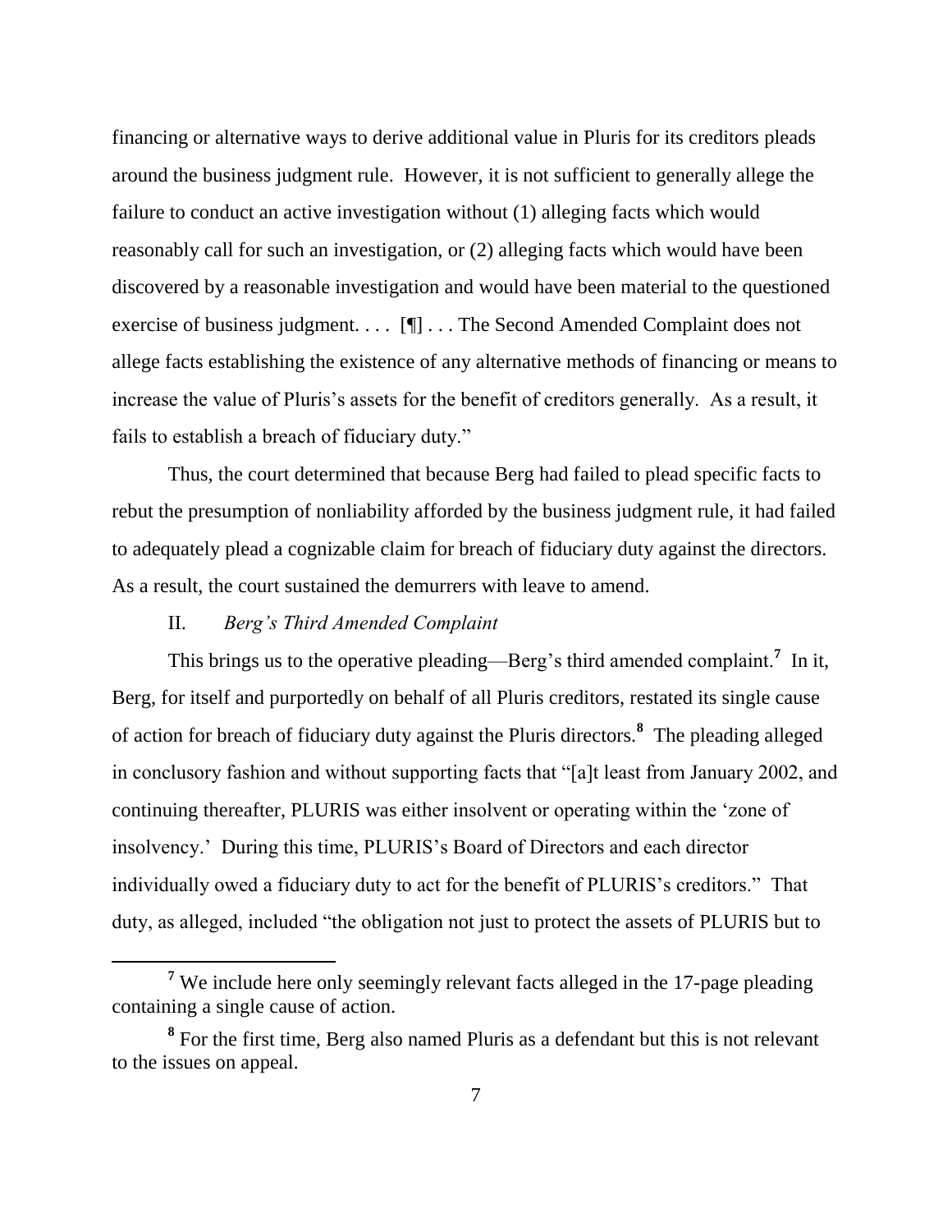financing or alternative ways to derive additional value in Pluris for its creditors pleads around the business judgment rule. However, it is not sufficient to generally allege the failure to conduct an active investigation without (1) alleging facts which would reasonably call for such an investigation, or (2) alleging facts which would have been discovered by a reasonable investigation and would have been material to the questioned exercise of business judgment. . . . [¶] . . . The Second Amended Complaint does not allege facts establishing the existence of any alternative methods of financing or means to increase the value of Pluris's assets for the benefit of creditors generally. As a result, it fails to establish a breach of fiduciary duty."

Thus, the court determined that because Berg had failed to plead specific facts to rebut the presumption of nonliability afforded by the business judgment rule, it had failed to adequately plead a cognizable claim for breach of fiduciary duty against the directors. As a result, the court sustained the demurrers with leave to amend.

II. *Berg's Third Amended Complaint*

This brings us to the operative pleading—Berg's third amended complaint.[7] In it, Berg, for itself and purportedly on behalf of all Pluris creditors, restated its single cause of action for breach of fiduciary duty against the Pluris directors.[8] The pleading alleged in conclusory fashion and without supporting facts that "[a]t least from January 2002, and continuing thereafter, PLURIS was either insolvent or operating within the 'zone of insolvency.' During this time, PLURIS's Board of Directors and each director individually owed a fiduciary duty to act for the benefit of PLURIS's creditors." That duty, as alleged, included "the obligation not just to protect the assets of PLURIS but to

---

[7] We include here only seemingly relevant facts alleged in the 17-page pleading containing a single cause of action.

[8] For the first time, Berg also named Pluris as a defendant but this is not relevant to the issues on appeal.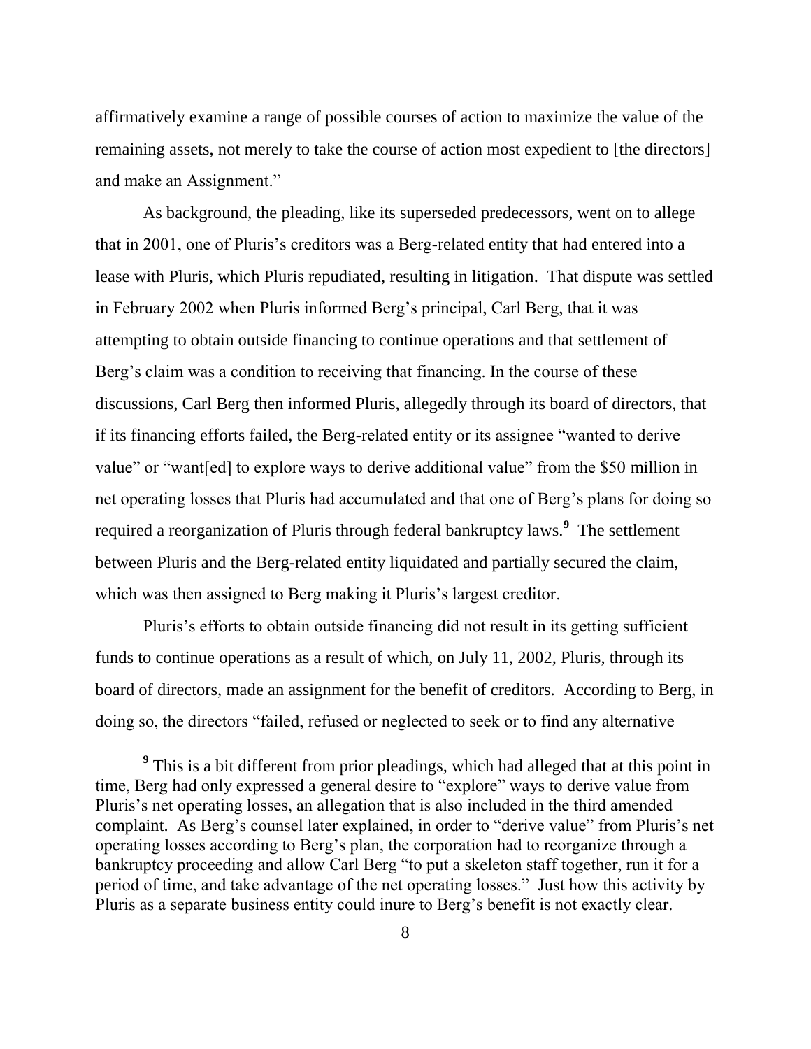affirmatively examine a range of possible courses of action to maximize the value of the remaining assets, not merely to take the course of action most expedient to [the directors] and make an Assignment."

As background, the pleading, like its superseded predecessors, went on to allege that in 2001, one of Pluris's creditors was a Berg-related entity that had entered into a lease with Pluris, which Pluris repudiated, resulting in litigation. That dispute was settled in February 2002 when Pluris informed Berg's principal, Carl Berg, that it was attempting to obtain outside financing to continue operations and that settlement of Berg's claim was a condition to receiving that financing. In the course of these discussions, Carl Berg then informed Pluris, allegedly through its board of directors, that if its financing efforts failed, the Berg-related entity or its assignee "wanted to derive value" or "want[ed] to explore ways to derive additional value" from the $50 million in net operating losses that Pluris had accumulated and that one of Berg's plans for doing so required a reorganization of Pluris through federal bankruptcy laws.[9] The settlement between Pluris and the Berg-related entity liquidated and partially secured the claim, which was then assigned to Berg making it Pluris's largest creditor.

Pluris's efforts to obtain outside financing did not result in its getting sufficient funds to continue operations as a result of which, on July 11, 2002, Pluris, through its board of directors, made an assignment for the benefit of creditors. According to Berg, in doing so, the directors "failed, refused or neglected to seek or to find any alternative

[9] This is a bit different from prior pleadings, which had alleged that at this point in time, Berg had only expressed a general desire to "explore" ways to derive value from Pluris's net operating losses, an allegation that is also included in the third amended complaint. As Berg's counsel later explained, in order to "derive value" from Pluris's net operating losses according to Berg's plan, the corporation had to reorganize through a bankruptcy proceeding and allow Carl Berg "to put a skeleton staff together, run it for a period of time, and take advantage of the net operating losses." Just how this activity by Pluris as a separate business entity could inure to Berg's benefit is not exactly clear.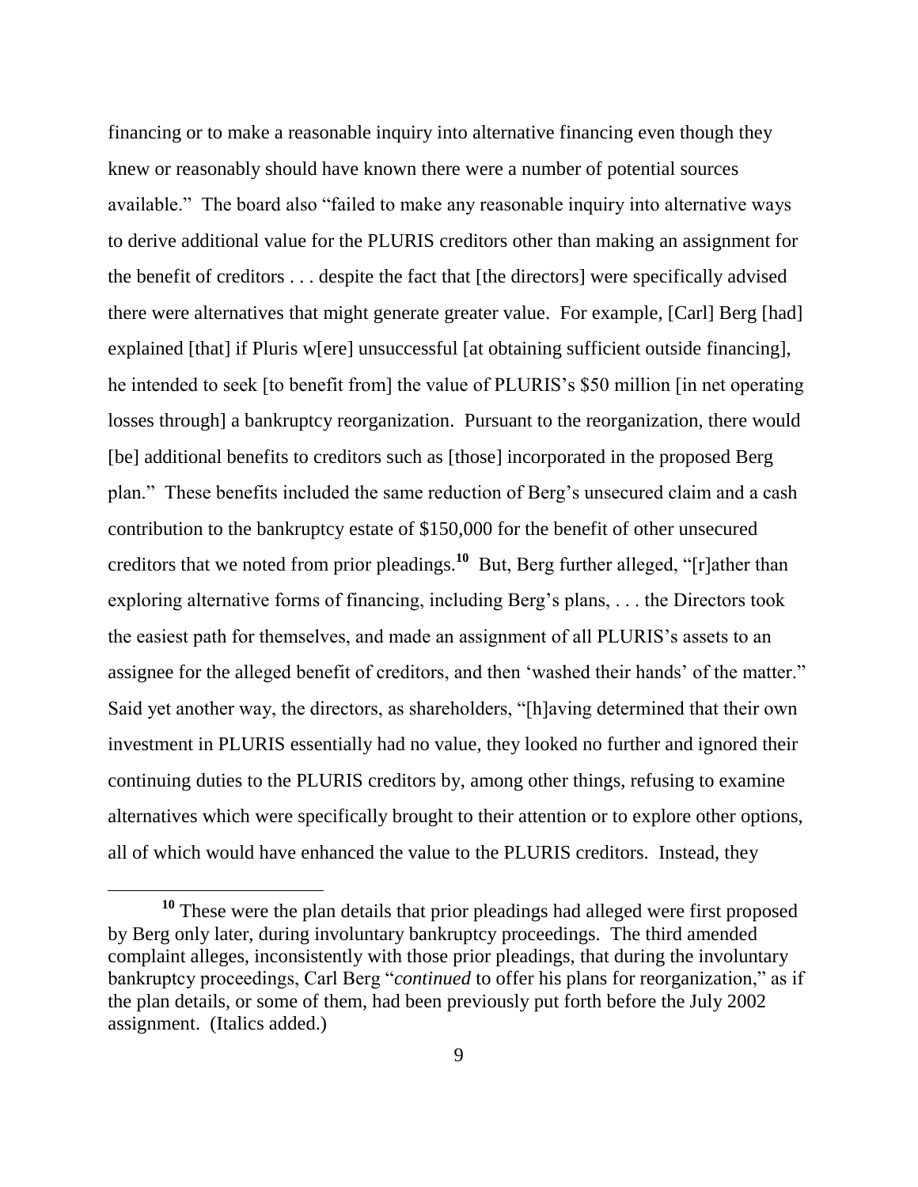financing or to make a reasonable inquiry into alternative financing even though they knew or reasonably should have known there were a number of potential sources available." The board also "failed to make any reasonable inquiry into alternative ways to derive additional value for the PLURIS creditors other than making an assignment for the benefit of creditors . . . despite the fact that [the directors] were specifically advised there were alternatives that might generate greater value. For example, [Carl] Berg [had] explained [that] if Pluris w[ere] unsuccessful [at obtaining sufficient outside financing], he intended to seek [to benefit from] the value of PLURIS's $50 million [in net operating losses through] a bankruptcy reorganization. Pursuant to the reorganization, there would [be] additional benefits to creditors such as [those] incorporated in the proposed Berg plan." These benefits included the same reduction of Berg's unsecured claim and a cash contribution to the bankruptcy estate of $150,000 for the benefit of other unsecured creditors that we noted from prior pleadings.[10] But, Berg further alleged, "[r]ather than exploring alternative forms of financing, including Berg's plans, . . . the Directors took the easiest path for themselves, and made an assignment of all PLURIS's assets to an assignee for the alleged benefit of creditors, and then 'washed their hands' of the matter." Said yet another way, the directors, as shareholders, "[h]aving determined that their own investment in PLURIS essentially had no value, they looked no further and ignored their continuing duties to the PLURIS creditors by, among other things, refusing to examine alternatives which were specifically brought to their attention or to explore other options, all of which would have enhanced the value to the PLURIS creditors. Instead, they

[10] These were the plan details that prior pleadings had alleged were first proposed by Berg only later, during involuntary bankruptcy proceedings. The third amended complaint alleges, inconsistently with those prior pleadings, that during the involuntary bankruptcy proceedings, Carl Berg "*continued* to offer his plans for reorganization," as if the plan details, or some of them, had been previously put forth before the July 2002 assignment. (Italics added.)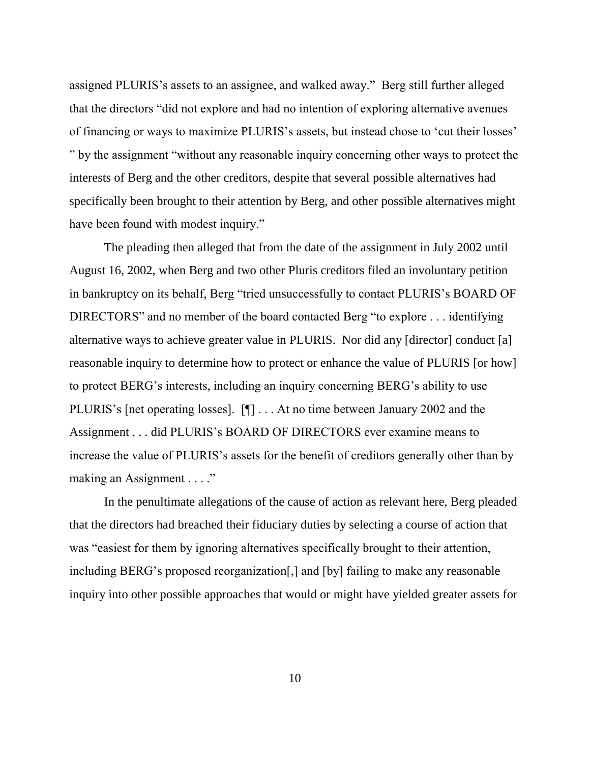assigned PLURIS's assets to an assignee, and walked away." Berg still further alleged that the directors "did not explore and had no intention of exploring alternative avenues of financing or ways to maximize PLURIS's assets, but instead chose to 'cut their losses' " by the assignment "without any reasonable inquiry concerning other ways to protect the interests of Berg and the other creditors, despite that several possible alternatives had specifically been brought to their attention by Berg, and other possible alternatives might have been found with modest inquiry."

The pleading then alleged that from the date of the assignment in July 2002 until August 16, 2002, when Berg and two other Pluris creditors filed an involuntary petition in bankruptcy on its behalf, Berg "tried unsuccessfully to contact PLURIS's BOARD OF DIRECTORS" and no member of the board contacted Berg "to explore . . . identifying alternative ways to achieve greater value in PLURIS. Nor did any [director] conduct [a] reasonable inquiry to determine how to protect or enhance the value of PLURIS [or how] to protect BERG's interests, including an inquiry concerning BERG's ability to use PLURIS's [net operating losses]. [¶] . . . At no time between January 2002 and the Assignment . . . did PLURIS's BOARD OF DIRECTORS ever examine means to increase the value of PLURIS's assets for the benefit of creditors generally other than by making an Assignment . . . ."

In the penultimate allegations of the cause of action as relevant here, Berg pleaded that the directors had breached their fiduciary duties by selecting a course of action that was "easiest for them by ignoring alternatives specifically brought to their attention, including BERG's proposed reorganization[,] and [by] failing to make any reasonable inquiry into other possible approaches that would or might have yielded greater assets for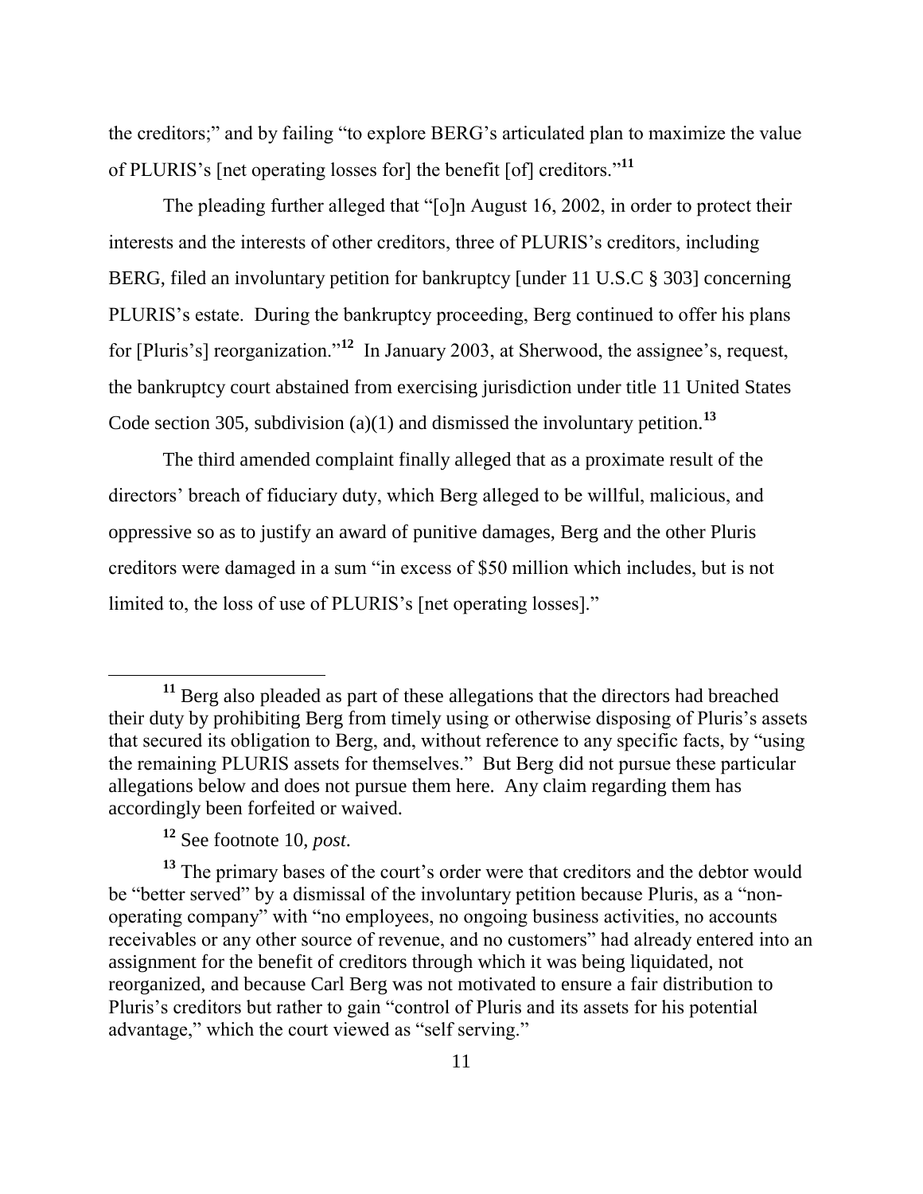the creditors;" and by failing "to explore BERG's articulated plan to maximize the value of PLURIS's [net operating losses for] the benefit [of] creditors."[11]

The pleading further alleged that "[o]n August 16, 2002, in order to protect their interests and the interests of other creditors, three of PLURIS's creditors, including BERG, filed an involuntary petition for bankruptcy [under 11 U.S.C § 303] concerning PLURIS's estate. During the bankruptcy proceeding, Berg continued to offer his plans for [Pluris's] reorganization."[12] In January 2003, at Sherwood, the assignee's, request, the bankruptcy court abstained from exercising jurisdiction under title 11 United States Code section 305, subdivision (a)(1) and dismissed the involuntary petition.[13]

The third amended complaint finally alleged that as a proximate result of the directors' breach of fiduciary duty, which Berg alleged to be willful, malicious, and oppressive so as to justify an award of punitive damages, Berg and the other Pluris creditors were damaged in a sum "in excess of $50 million which includes, but is not limited to, the loss of use of PLURIS's [net operating losses]."

---

[11] Berg also pleaded as part of these allegations that the directors had breached their duty by prohibiting Berg from timely using or otherwise disposing of Pluris's assets that secured its obligation to Berg, and, without reference to any specific facts, by "using the remaining PLURIS assets for themselves." But Berg did not pursue these particular allegations below and does not pursue them here. Any claim regarding them has accordingly been forfeited or waived.

[12] See footnote 10, *post*.

[13] The primary bases of the court's order were that creditors and the debtor would be "better served" by a dismissal of the involuntary petition because Pluris, as a "non-operating company" with "no employees, no ongoing business activities, no accounts receivables or any other source of revenue, and no customers" had already entered into an assignment for the benefit of creditors through which it was being liquidated, not reorganized, and because Carl Berg was not motivated to ensure a fair distribution to Pluris's creditors but rather to gain "control of Pluris and its assets for his potential advantage," which the court viewed as "self serving."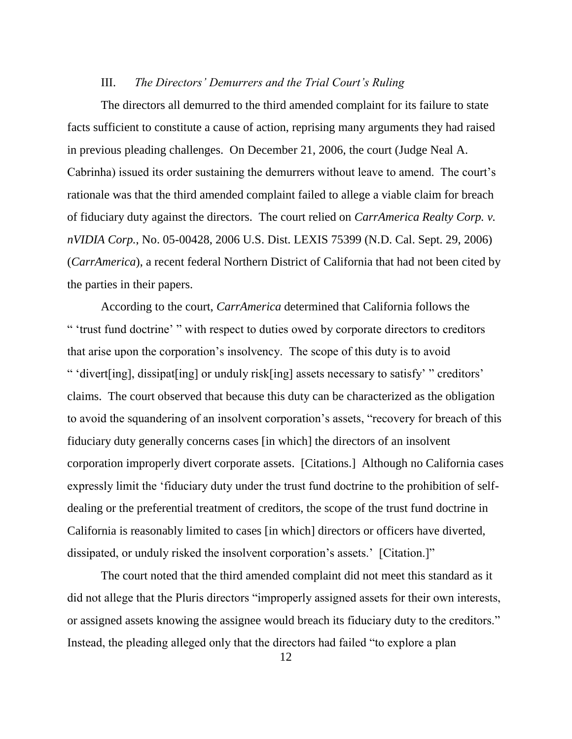### III. *The Directors' Demurrers and the Trial Court's Ruling*

The directors all demurred to the third amended complaint for its failure to state facts sufficient to constitute a cause of action, reprising many arguments they had raised in previous pleading challenges. On December 21, 2006, the court (Judge Neal A. Cabrinha) issued its order sustaining the demurrers without leave to amend. The court's rationale was that the third amended complaint failed to allege a viable claim for breach of fiduciary duty against the directors. The court relied on *CarrAmerica Realty Corp. v. nVIDIA Corp.*, No. 05-00428, 2006 U.S. Dist. LEXIS 75399 (N.D. Cal. Sept. 29, 2006) (*CarrAmerica*), a recent federal Northern District of California that had not been cited by the parties in their papers.

According to the court, *CarrAmerica* determined that California follows the " 'trust fund doctrine' " with respect to duties owed by corporate directors to creditors that arise upon the corporation's insolvency. The scope of this duty is to avoid " 'divert[ing], dissipat[ing] or unduly risk[ing] assets necessary to satisfy' " creditors' claims. The court observed that because this duty can be characterized as the obligation to avoid the squandering of an insolvent corporation's assets, "recovery for breach of this fiduciary duty generally concerns cases [in which] the directors of an insolvent corporation improperly divert corporate assets. [Citations.] Although no California cases expressly limit the 'fiduciary duty under the trust fund doctrine to the prohibition of self-dealing or the preferential treatment of creditors, the scope of the trust fund doctrine in California is reasonably limited to cases [in which] directors or officers have diverted, dissipated, or unduly risked the insolvent corporation's assets.' [Citation.]"

The court noted that the third amended complaint did not meet this standard as it did not allege that the Pluris directors "improperly assigned assets for their own interests, or assigned assets knowing the assignee would breach its fiduciary duty to the creditors." Instead, the pleading alleged only that the directors had failed "to explore a plan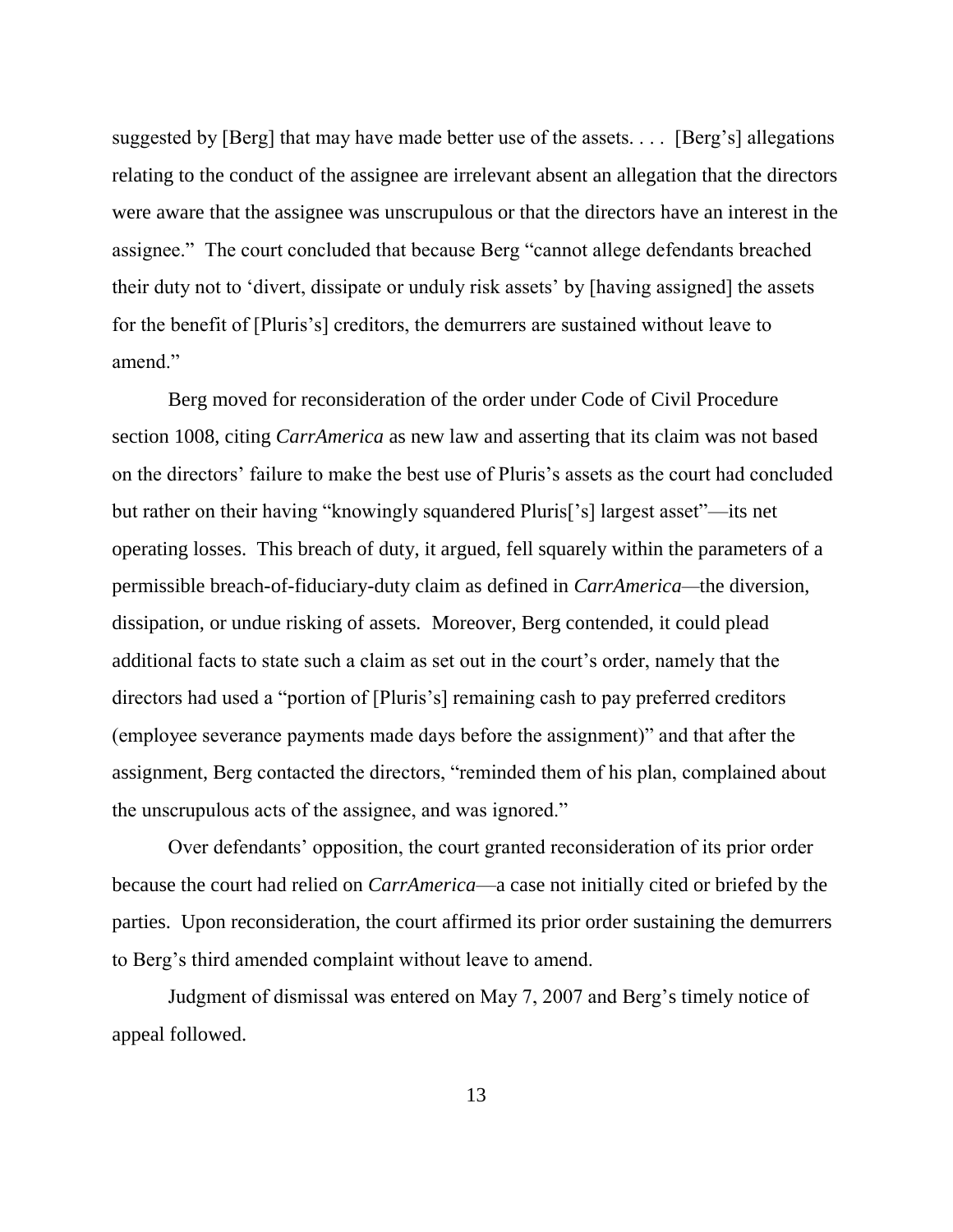suggested by [Berg] that may have made better use of the assets. . . . [Berg's] allegations relating to the conduct of the assignee are irrelevant absent an allegation that the directors were aware that the assignee was unscrupulous or that the directors have an interest in the assignee." The court concluded that because Berg "cannot allege defendants breached their duty not to 'divert, dissipate or unduly risk assets' by [having assigned] the assets for the benefit of [Pluris's] creditors, the demurrers are sustained without leave to amend."

Berg moved for reconsideration of the order under Code of Civil Procedure section 1008, citing *CarrAmerica* as new law and asserting that its claim was not based on the directors' failure to make the best use of Pluris's assets as the court had concluded but rather on their having "knowingly squandered Pluris['s] largest asset"—its net operating losses. This breach of duty, it argued, fell squarely within the parameters of a permissible breach-of-fiduciary-duty claim as defined in *CarrAmerica*—the diversion, dissipation, or undue risking of assets. Moreover, Berg contended, it could plead additional facts to state such a claim as set out in the court's order, namely that the directors had used a "portion of [Pluris's] remaining cash to pay preferred creditors (employee severance payments made days before the assignment)" and that after the assignment, Berg contacted the directors, "reminded them of his plan, complained about the unscrupulous acts of the assignee, and was ignored."

Over defendants' opposition, the court granted reconsideration of its prior order because the court had relied on *CarrAmerica*—a case not initially cited or briefed by the parties. Upon reconsideration, the court affirmed its prior order sustaining the demurrers to Berg's third amended complaint without leave to amend.

Judgment of dismissal was entered on May 7, 2007 and Berg's timely notice of appeal followed.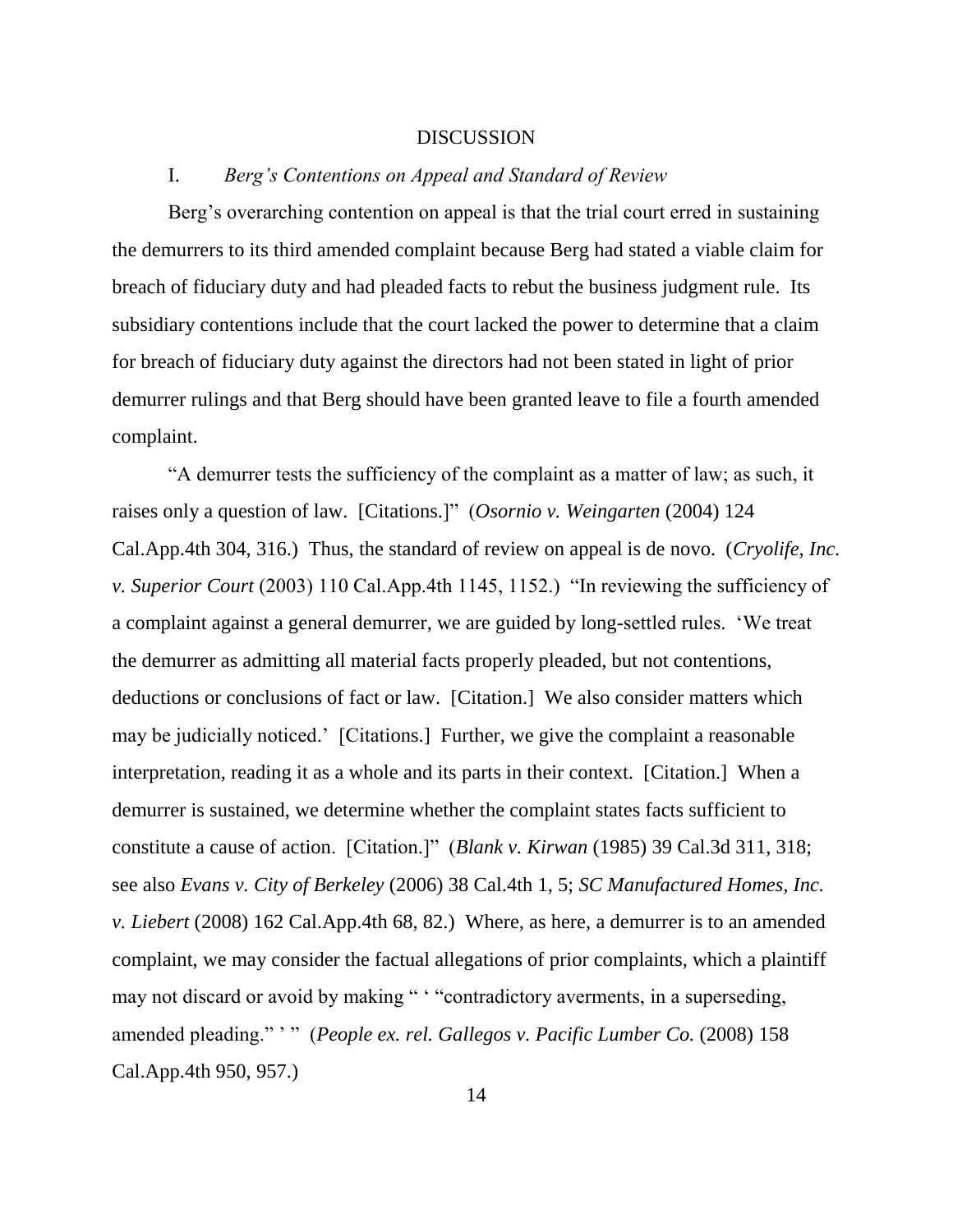## DISCUSSION

### I. *Berg's Contentions on Appeal and Standard of Review*

Berg's overarching contention on appeal is that the trial court erred in sustaining the demurrers to its third amended complaint because Berg had stated a viable claim for breach of fiduciary duty and had pleaded facts to rebut the business judgment rule. Its subsidiary contentions include that the court lacked the power to determine that a claim for breach of fiduciary duty against the directors had not been stated in light of prior demurrer rulings and that Berg should have been granted leave to file a fourth amended complaint.

"A demurrer tests the sufficiency of the complaint as a matter of law; as such, it raises only a question of law. [Citations.]" (*Osornio v. Weingarten* (2004) 124 Cal.App.4th 304, 316.) Thus, the standard of review on appeal is de novo. (*Cryolife, Inc. v. Superior Court* (2003) 110 Cal.App.4th 1145, 1152.) "In reviewing the sufficiency of a complaint against a general demurrer, we are guided by long-settled rules. 'We treat the demurrer as admitting all material facts properly pleaded, but not contentions, deductions or conclusions of fact or law. [Citation.] We also consider matters which may be judicially noticed.' [Citations.] Further, we give the complaint a reasonable interpretation, reading it as a whole and its parts in their context. [Citation.] When a demurrer is sustained, we determine whether the complaint states facts sufficient to constitute a cause of action. [Citation.]" (*Blank v. Kirwan* (1985) 39 Cal.3d 311, 318; see also *Evans v. City of Berkeley* (2006) 38 Cal.4th 1, 5; *SC Manufactured Homes, Inc. v. Liebert* (2008) 162 Cal.App.4th 68, 82.) Where, as here, a demurrer is to an amended complaint, we may consider the factual allegations of prior complaints, which a plaintiff may not discard or avoid by making " ' "contradictory averments, in a superseding, amended pleading." ' " (*People ex. rel. Gallegos v. Pacific Lumber Co.* (2008) 158 Cal.App.4th 950, 957.)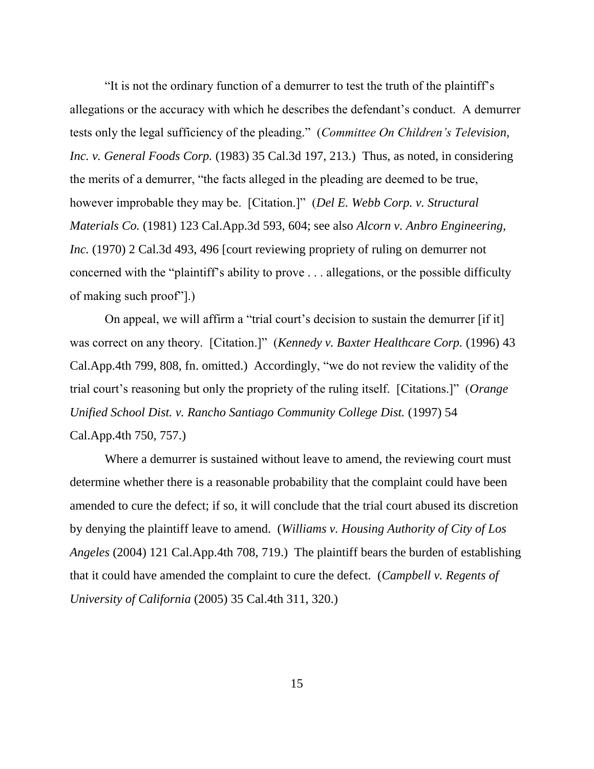"It is not the ordinary function of a demurrer to test the truth of the plaintiff's allegations or the accuracy with which he describes the defendant's conduct. A demurrer tests only the legal sufficiency of the pleading." (*Committee On Children's Television, Inc. v. General Foods Corp.* (1983) 35 Cal.3d 197, 213.) Thus, as noted, in considering the merits of a demurrer, "the facts alleged in the pleading are deemed to be true, however improbable they may be. [Citation.]" (*Del E. Webb Corp. v. Structural Materials Co.* (1981) 123 Cal.App.3d 593, 604; see also *Alcorn v. Anbro Engineering, Inc.* (1970) 2 Cal.3d 493, 496 [court reviewing propriety of ruling on demurrer not concerned with the "plaintiff's ability to prove . . . allegations, or the possible difficulty of making such proof"].)

On appeal, we will affirm a "trial court's decision to sustain the demurrer [if it] was correct on any theory. [Citation.]" (*Kennedy v. Baxter Healthcare Corp.* (1996) 43 Cal.App.4th 799, 808, fn. omitted.) Accordingly, "we do not review the validity of the trial court's reasoning but only the propriety of the ruling itself. [Citations.]" (*Orange Unified School Dist. v. Rancho Santiago Community College Dist.* (1997) 54 Cal.App.4th 750, 757.)

Where a demurrer is sustained without leave to amend, the reviewing court must determine whether there is a reasonable probability that the complaint could have been amended to cure the defect; if so, it will conclude that the trial court abused its discretion by denying the plaintiff leave to amend. (*Williams v. Housing Authority of City of Los Angeles* (2004) 121 Cal.App.4th 708, 719.) The plaintiff bears the burden of establishing that it could have amended the complaint to cure the defect. (*Campbell v. Regents of University of California* (2005) 35 Cal.4th 311, 320.)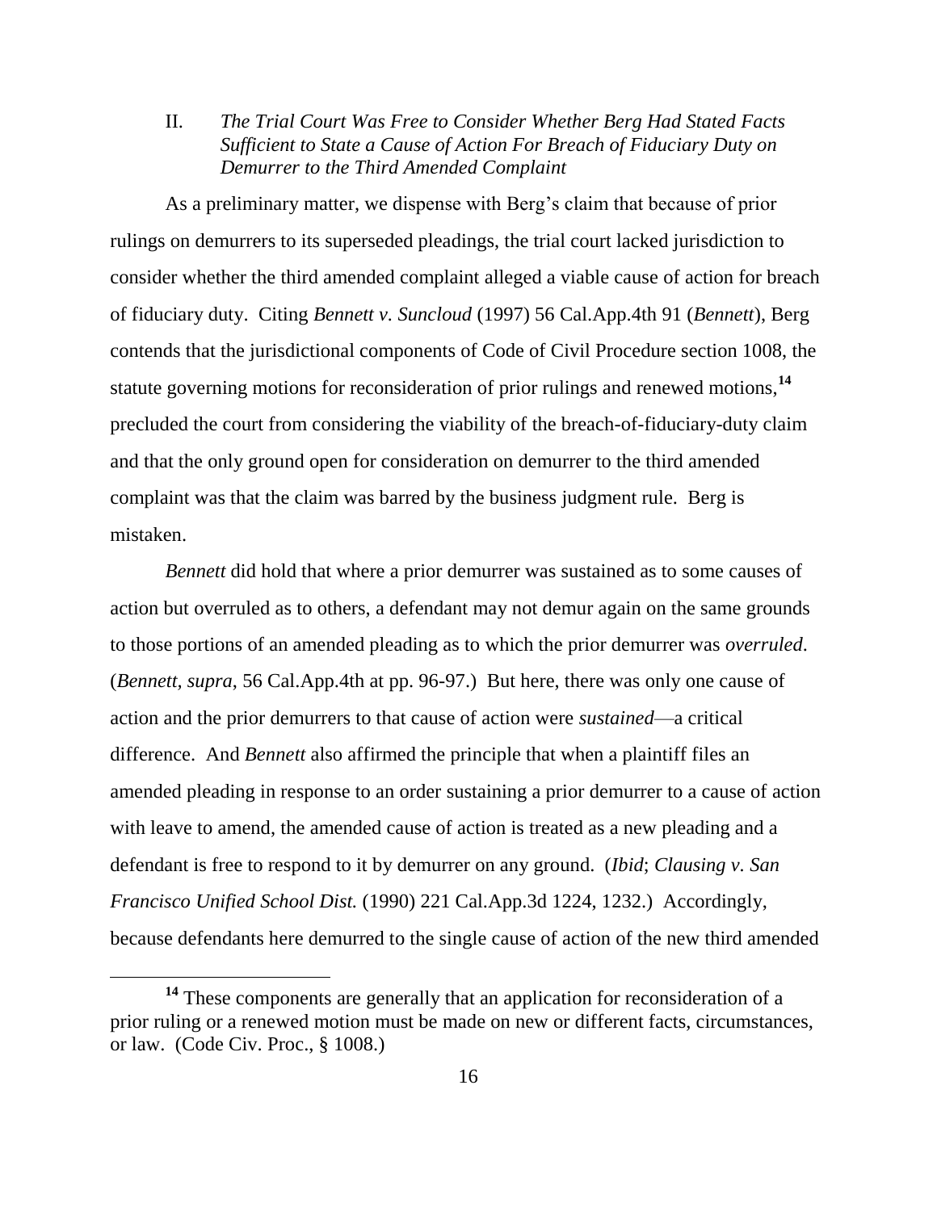## II. *The Trial Court Was Free to Consider Whether Berg Had Stated Facts Sufficient to State a Cause of Action For Breach of Fiduciary Duty on Demurrer to the Third Amended Complaint*

As a preliminary matter, we dispense with Berg's claim that because of prior rulings on demurrers to its superseded pleadings, the trial court lacked jurisdiction to consider whether the third amended complaint alleged a viable cause of action for breach of fiduciary duty. Citing *Bennett v. Suncloud* (1997) 56 Cal.App.4th 91 (*Bennett*), Berg contends that the jurisdictional components of Code of Civil Procedure section 1008, the statute governing motions for reconsideration of prior rulings and renewed motions,[14] precluded the court from considering the viability of the breach-of-fiduciary-duty claim and that the only ground open for consideration on demurrer to the third amended complaint was that the claim was barred by the business judgment rule. Berg is mistaken.

*Bennett* did hold that where a prior demurrer was sustained as to some causes of action but overruled as to others, a defendant may not demur again on the same grounds to those portions of an amended pleading as to which the prior demurrer was *overruled*. (*Bennett, supra*, 56 Cal.App.4th at pp. 96-97.) But here, there was only one cause of action and the prior demurrers to that cause of action were *sustained*—a critical difference. And *Bennett* also affirmed the principle that when a plaintiff files an amended pleading in response to an order sustaining a prior demurrer to a cause of action with leave to amend, the amended cause of action is treated as a new pleading and a defendant is free to respond to it by demurrer on any ground. (*Ibid*; *Clausing v. San Francisco Unified School Dist.* (1990) 221 Cal.App.3d 1224, 1232.) Accordingly, because defendants here demurred to the single cause of action of the new third amended

---

[14] These components are generally that an application for reconsideration of a prior ruling or a renewed motion must be made on new or different facts, circumstances, or law. (Code Civ. Proc., § 1008.)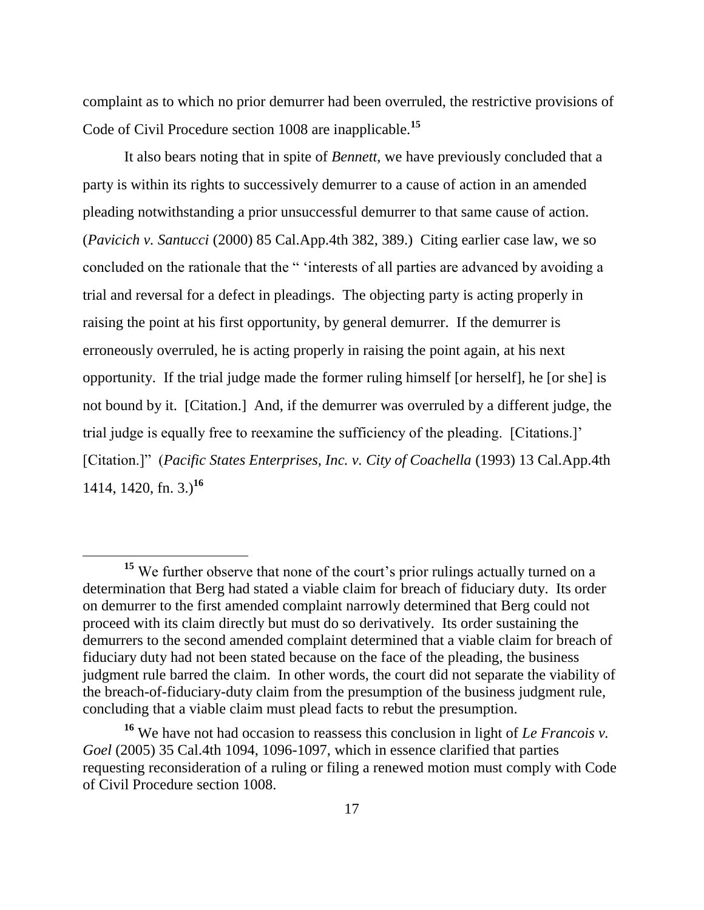complaint as to which no prior demurrer had been overruled, the restrictive provisions of Code of Civil Procedure section 1008 are inapplicable.[15]

It also bears noting that in spite of *Bennett*, we have previously concluded that a party is within its rights to successively demurrer to a cause of action in an amended pleading notwithstanding a prior unsuccessful demurrer to that same cause of action. (*Pavicich v. Santucci* (2000) 85 Cal.App.4th 382, 389.) Citing earlier case law, we so concluded on the rationale that the " 'interests of all parties are advanced by avoiding a trial and reversal for a defect in pleadings. The objecting party is acting properly in raising the point at his first opportunity, by general demurrer. If the demurrer is erroneously overruled, he is acting properly in raising the point again, at his next opportunity. If the trial judge made the former ruling himself [or herself], he [or she] is not bound by it. [Citation.] And, if the demurrer was overruled by a different judge, the trial judge is equally free to reexamine the sufficiency of the pleading. [Citations.]' [Citation.]" (*Pacific States Enterprises, Inc. v. City of Coachella* (1993) 13 Cal.App.4th 1414, 1420, fn. 3.)[16]

---

[15] We further observe that none of the court's prior rulings actually turned on a determination that Berg had stated a viable claim for breach of fiduciary duty. Its order on demurrer to the first amended complaint narrowly determined that Berg could not proceed with its claim directly but must do so derivatively. Its order sustaining the demurrers to the second amended complaint determined that a viable claim for breach of fiduciary duty had not been stated because on the face of the pleading, the business judgment rule barred the claim. In other words, the court did not separate the viability of the breach-of-fiduciary-duty claim from the presumption of the business judgment rule, concluding that a viable claim must plead facts to rebut the presumption.

[16] We have not had occasion to reassess this conclusion in light of *Le Francois v. Goel* (2005) 35 Cal.4th 1094, 1096-1097, which in essence clarified that parties requesting reconsideration of a ruling or filing a renewed motion must comply with Code of Civil Procedure section 1008.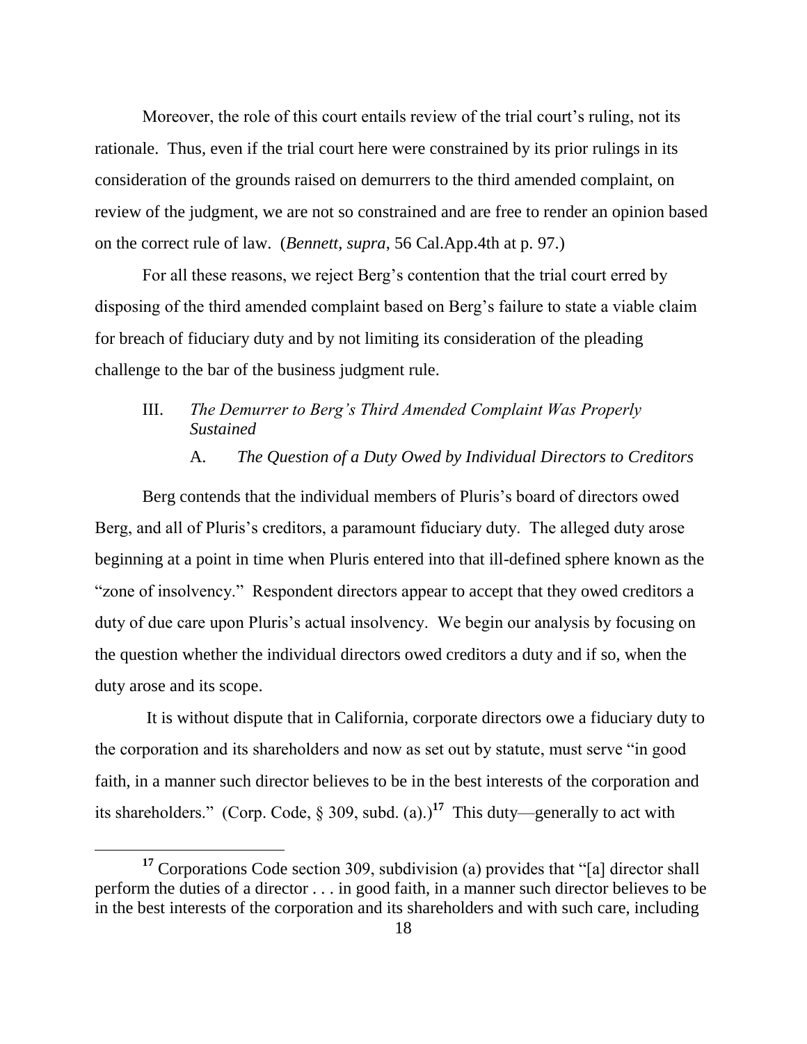Moreover, the role of this court entails review of the trial court's ruling, not its rationale. Thus, even if the trial court here were constrained by its prior rulings in its consideration of the grounds raised on demurrers to the third amended complaint, on review of the judgment, we are not so constrained and are free to render an opinion based on the correct rule of law. (*Bennett, supra*, 56 Cal.App.4th at p. 97.)

For all these reasons, we reject Berg's contention that the trial court erred by disposing of the third amended complaint based on Berg's failure to state a viable claim for breach of fiduciary duty and by not limiting its consideration of the pleading challenge to the bar of the business judgment rule.

### III. *The Demurrer to Berg's Third Amended Complaint Was Properly Sustained*

#### A. *The Question of a Duty Owed by Individual Directors to Creditors*

Berg contends that the individual members of Pluris's board of directors owed Berg, and all of Pluris's creditors, a paramount fiduciary duty. The alleged duty arose beginning at a point in time when Pluris entered into that ill-defined sphere known as the "zone of insolvency." Respondent directors appear to accept that they owed creditors a duty of due care upon Pluris's actual insolvency. We begin our analysis by focusing on the question whether the individual directors owed creditors a duty and if so, when the duty arose and its scope.

It is without dispute that in California, corporate directors owe a fiduciary duty to the corporation and its shareholders and now as set out by statute, must serve "in good faith, in a manner such director believes to be in the best interests of the corporation and its shareholders." (Corp. Code, § 309, subd. (a).)[17] This duty—generally to act with

[17] Corporations Code section 309, subdivision (a) provides that "[a] director shall perform the duties of a director . . . in good faith, in a manner such director believes to be in the best interests of the corporation and its shareholders and with such care, including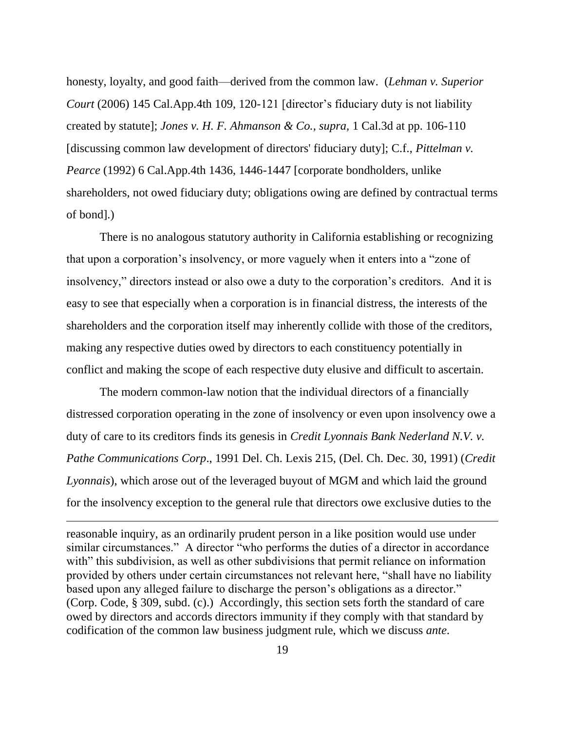honesty, loyalty, and good faith—derived from the common law. (*Lehman v. Superior Court* (2006) 145 Cal.App.4th 109, 120-121 [director's fiduciary duty is not liability created by statute]; *Jones v. H. F. Ahmanson & Co., supra,* 1 Cal.3d at pp. 106-110 [discussing common law development of directors' fiduciary duty]; C.f., *Pittelman v. Pearce* (1992) 6 Cal.App.4th 1436, 1446-1447 [corporate bondholders, unlike shareholders, not owed fiduciary duty; obligations owing are defined by contractual terms of bond].)

There is no analogous statutory authority in California establishing or recognizing that upon a corporation's insolvency, or more vaguely when it enters into a "zone of insolvency," directors instead or also owe a duty to the corporation's creditors. And it is easy to see that especially when a corporation is in financial distress, the interests of the shareholders and the corporation itself may inherently collide with those of the creditors, making any respective duties owed by directors to each constituency potentially in conflict and making the scope of each respective duty elusive and difficult to ascertain.

The modern common-law notion that the individual directors of a financially distressed corporation operating in the zone of insolvency or even upon insolvency owe a duty of care to its creditors finds its genesis in *Credit Lyonnais Bank Nederland N.V. v. Pathe Communications Corp*., 1991 Del. Ch. Lexis 215, (Del. Ch. Dec. 30, 1991) (*Credit Lyonnais*), which arose out of the leveraged buyout of MGM and which laid the ground for the insolvency exception to the general rule that directors owe exclusive duties to the

---

reasonable inquiry, as an ordinarily prudent person in a like position would use under similar circumstances." A director "who performs the duties of a director in accordance with" this subdivision, as well as other subdivisions that permit reliance on information provided by others under certain circumstances not relevant here, "shall have no liability based upon any alleged failure to discharge the person's obligations as a director." (Corp. Code, § 309, subd. (c).) Accordingly, this section sets forth the standard of care owed by directors and accords directors immunity if they comply with that standard by codification of the common law business judgment rule, which we discuss *ante*.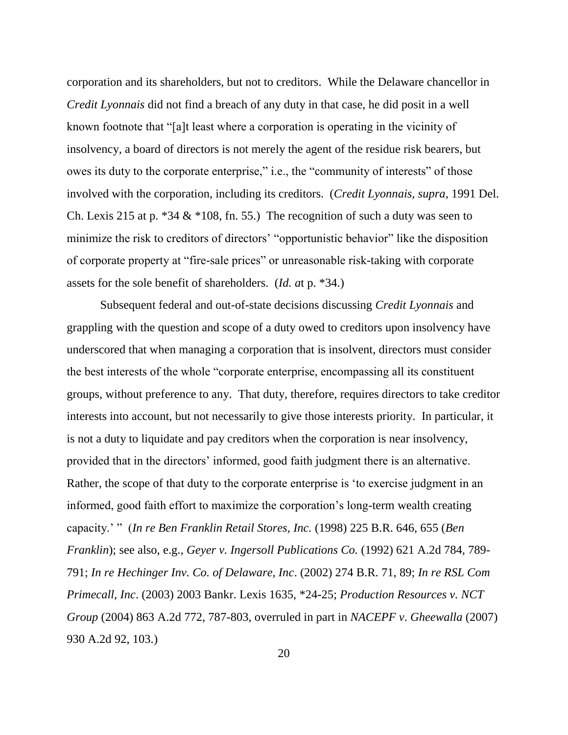corporation and its shareholders, but not to creditors. While the Delaware chancellor in *Credit Lyonnais* did not find a breach of any duty in that case, he did posit in a well known footnote that "[a]t least where a corporation is operating in the vicinity of insolvency, a board of directors is not merely the agent of the residue risk bearers, but owes its duty to the corporate enterprise," i.e., the "community of interests" of those involved with the corporation, including its creditors. (*Credit Lyonnais*, *supra*, 1991 Del. Ch. Lexis 215 at p. *34 & *108, fn. 55.) The recognition of such a duty was seen to minimize the risk to creditors of directors' "opportunistic behavior" like the disposition of corporate property at "fire-sale prices" or unreasonable risk-taking with corporate assets for the sole benefit of shareholders. (*Id. a*t p. *34.)

Subsequent federal and out-of-state decisions discussing *Credit Lyonnais* and grappling with the question and scope of a duty owed to creditors upon insolvency have underscored that when managing a corporation that is insolvent, directors must consider the best interests of the whole "corporate enterprise, encompassing all its constituent groups, without preference to any. That duty, therefore, requires directors to take creditor interests into account, but not necessarily to give those interests priority. In particular, it is not a duty to liquidate and pay creditors when the corporation is near insolvency, provided that in the directors' informed, good faith judgment there is an alternative. Rather, the scope of that duty to the corporate enterprise is 'to exercise judgment in an informed, good faith effort to maximize the corporation's long-term wealth creating capacity.' " (*In re Ben Franklin Retail Stores, Inc.* (1998) 225 B.R. 646, 655 (*Ben Franklin*); see also, e.g., *Geyer v. Ingersoll Publications Co.* (1992) 621 A.2d 784, 789-791; *In re Hechinger Inv. Co. of Delaware, Inc*. (2002) 274 B.R. 71, 89; *In re RSL Com Primecall, Inc*. (2003) 2003 Bankr. Lexis 1635, *24-25; *Production Resources v. NCT Group* (2004) 863 A.2d 772, 787-803, overruled in part in *NACEPF v*. *Gheewalla* (2007) 930 A.2d 92, 103.)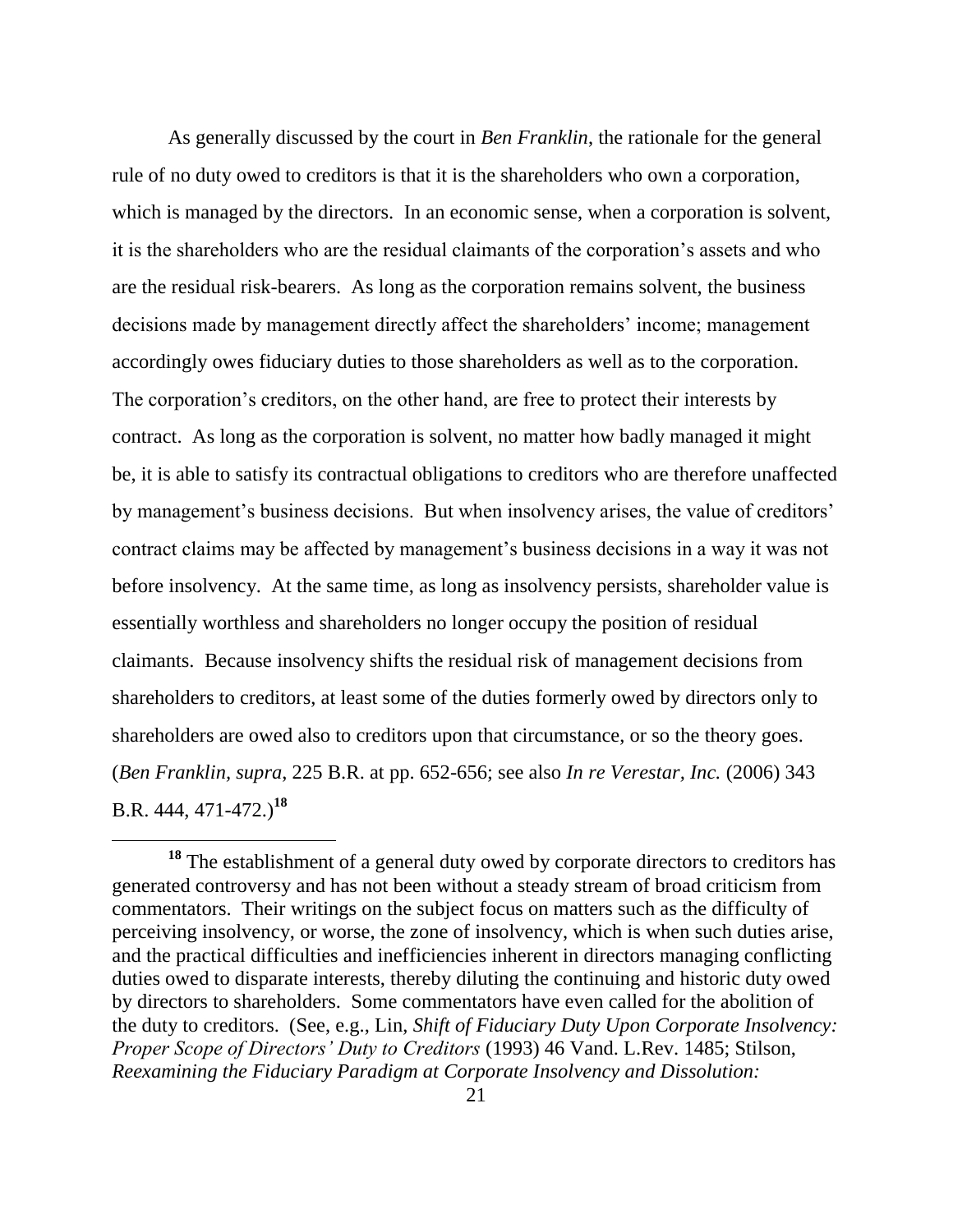As generally discussed by the court in *Ben Franklin*, the rationale for the general rule of no duty owed to creditors is that it is the shareholders who own a corporation, which is managed by the directors. In an economic sense, when a corporation is solvent, it is the shareholders who are the residual claimants of the corporation's assets and who are the residual risk-bearers. As long as the corporation remains solvent, the business decisions made by management directly affect the shareholders' income; management accordingly owes fiduciary duties to those shareholders as well as to the corporation. The corporation's creditors, on the other hand, are free to protect their interests by contract. As long as the corporation is solvent, no matter how badly managed it might be, it is able to satisfy its contractual obligations to creditors who are therefore unaffected by management's business decisions. But when insolvency arises, the value of creditors' contract claims may be affected by management's business decisions in a way it was not before insolvency. At the same time, as long as insolvency persists, shareholder value is essentially worthless and shareholders no longer occupy the position of residual claimants. Because insolvency shifts the residual risk of management decisions from shareholders to creditors, at least some of the duties formerly owed by directors only to shareholders are owed also to creditors upon that circumstance, or so the theory goes. (*Ben Franklin, supra*, 225 B.R. at pp. 652-656; see also *In re Verestar, Inc.* (2006) 343 B.R. 444, 471-472.)[18]

---

[18] The establishment of a general duty owed by corporate directors to creditors has generated controversy and has not been without a steady stream of broad criticism from commentators. Their writings on the subject focus on matters such as the difficulty of perceiving insolvency, or worse, the zone of insolvency, which is when such duties arise, and the practical difficulties and inefficiencies inherent in directors managing conflicting duties owed to disparate interests, thereby diluting the continuing and historic duty owed by directors to shareholders. Some commentators have even called for the abolition of the duty to creditors. (See, e.g., Lin, *Shift of Fiduciary Duty Upon Corporate Insolvency: Proper Scope of Directors' Duty to Creditors* (1993) 46 Vand. L.Rev. 1485; Stilson, *Reexamining the Fiduciary Paradigm at Corporate Insolvency and Dissolution:*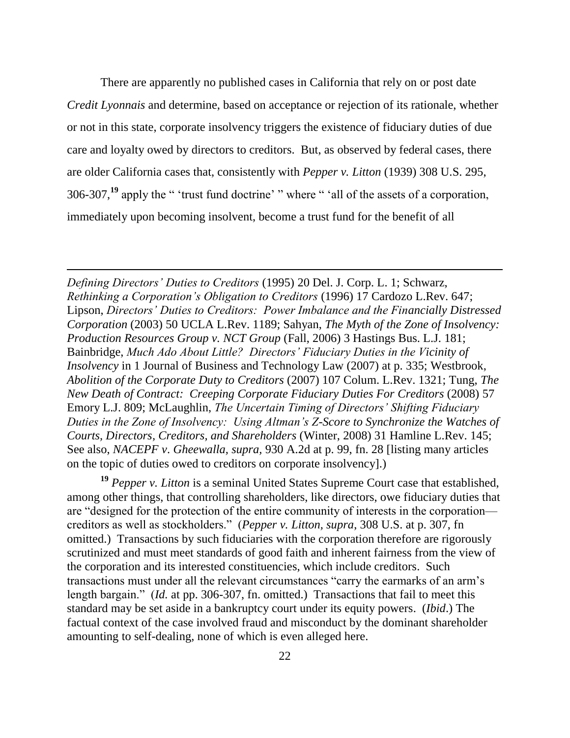There are apparently no published cases in California that rely on or post date *Credit Lyonnais* and determine, based on acceptance or rejection of its rationale, whether or not in this state, corporate insolvency triggers the existence of fiduciary duties of due care and loyalty owed by directors to creditors. But, as observed by federal cases, there are older California cases that, consistently with *Pepper v. Litton* (1939) 308 U.S. 295, 306-307,[19] apply the " 'trust fund doctrine' " where " 'all of the assets of a corporation, immediately upon becoming insolvent, become a trust fund for the benefit of all

---

*Defining Directors' Duties to Creditors* (1995) 20 Del. J. Corp. L. 1; Schwarz, *Rethinking a Corporation's Obligation to Creditors* (1996) 17 Cardozo L.Rev. 647; Lipson, *Directors' Duties to Creditors: Power Imbalance and the Financially Distressed Corporation* (2003) 50 UCLA L.Rev. 1189; Sahyan, *The Myth of the Zone of Insolvency: Production Resources Group v. NCT Group* (Fall, 2006) 3 Hastings Bus. L.J. 181; Bainbridge, *Much Ado About Little? Directors' Fiduciary Duties in the Vicinity of Insolvency* in 1 Journal of Business and Technology Law (2007) at p. 335; Westbrook, *Abolition of the Corporate Duty to Creditors* (2007) 107 Colum. L.Rev. 1321; Tung, *The New Death of Contract: Creeping Corporate Fiduciary Duties For Creditors* (2008) 57 Emory L.J. 809; McLaughlin, *The Uncertain Timing of Directors' Shifting Fiduciary Duties in the Zone of Insolvency: Using Altman's Z-Score to Synchronize the Watches of Courts, Directors, Creditors, and Shareholders* (Winter, 2008) 31 Hamline L.Rev. 145; See also, *NACEPF v. Gheewalla, supra*, 930 A.2d at p. 99, fn. 28 [listing many articles on the topic of duties owed to creditors on corporate insolvency].)

[19] *Pepper v. Litton* is a seminal United States Supreme Court case that established, among other things, that controlling shareholders, like directors, owe fiduciary duties that are "designed for the protection of the entire community of interests in the corporation—creditors as well as stockholders." (*Pepper v. Litton, supra*, 308 U.S. at p. 307, fn omitted.) Transactions by such fiduciaries with the corporation therefore are rigorously scrutinized and must meet standards of good faith and inherent fairness from the view of the corporation and its interested constituencies, which include creditors. Such transactions must under all the relevant circumstances "carry the earmarks of an arm's length bargain." (*Id.* at pp. 306-307, fn. omitted.) Transactions that fail to meet this standard may be set aside in a bankruptcy court under its equity powers. (*Ibid*.) The factual context of the case involved fraud and misconduct by the dominant shareholder amounting to self-dealing, none of which is even alleged here.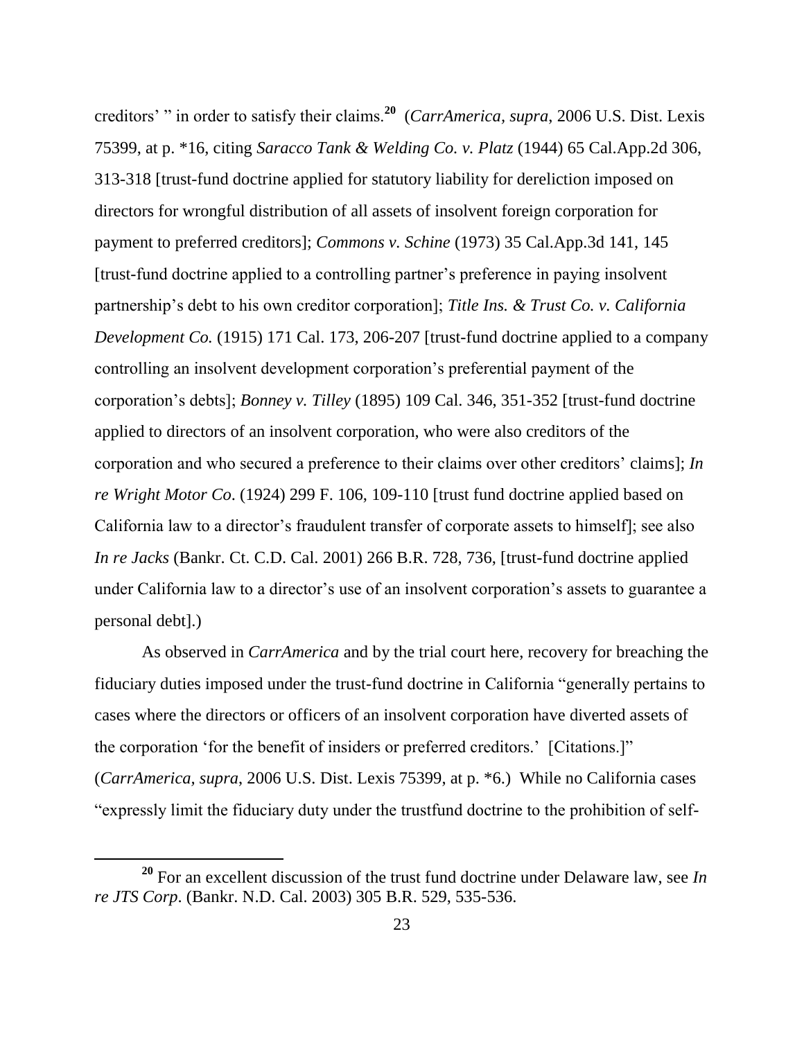creditors' " in order to satisfy their claims.[20] (*CarrAmerica, supra*, 2006 U.S. Dist. Lexis 75399, at p. *16, citing *Saracco Tank & Welding Co. v. Platz* (1944) 65 Cal.App.2d 306, 313-318 [trust-fund doctrine applied for statutory liability for dereliction imposed on directors for wrongful distribution of all assets of insolvent foreign corporation for payment to preferred creditors]; *Commons v. Schine* (1973) 35 Cal.App.3d 141, 145 [trust-fund doctrine applied to a controlling partner's preference in paying insolvent partnership's debt to his own creditor corporation]; *Title Ins. & Trust Co. v. California Development Co.* (1915) 171 Cal. 173, 206-207 [trust-fund doctrine applied to a company controlling an insolvent development corporation's preferential payment of the corporation's debts]; *Bonney v. Tilley* (1895) 109 Cal. 346, 351-352 [trust-fund doctrine applied to directors of an insolvent corporation, who were also creditors of the corporation and who secured a preference to their claims over other creditors' claims]; *In re Wright Motor Co.* (1924) 299 F. 106, 109-110 [trust fund doctrine applied based on California law to a director's fraudulent transfer of corporate assets to himself]; see also *In re Jacks* (Bankr. Ct. C.D. Cal. 2001) 266 B.R. 728, 736, [trust-fund doctrine applied under California law to a director's use of an insolvent corporation's assets to guarantee a personal debt].)

As observed in *CarrAmerica* and by the trial court here, recovery for breaching the fiduciary duties imposed under the trust-fund doctrine in California "generally pertains to cases where the directors or officers of an insolvent corporation have diverted assets of the corporation 'for the benefit of insiders or preferred creditors.' [Citations.]" (*CarrAmerica, supra*, 2006 U.S. Dist. Lexis 75399, at p. *6.) While no California cases "expressly limit the fiduciary duty under the trustfund doctrine to the prohibition of self-

[20] For an excellent discussion of the trust fund doctrine under Delaware law, see *In re JTS Corp.* (Bankr. N.D. Cal. 2003) 305 B.R. 529, 535-536.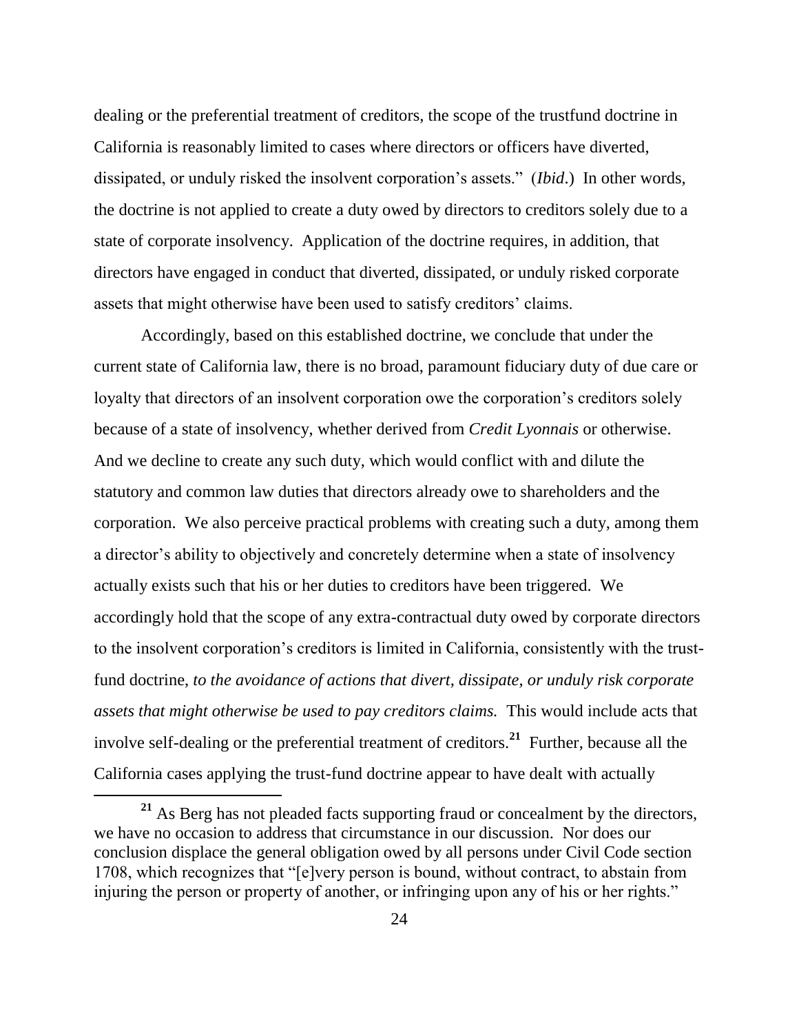dealing or the preferential treatment of creditors, the scope of the trustfund doctrine in California is reasonably limited to cases where directors or officers have diverted, dissipated, or unduly risked the insolvent corporation's assets." (*Ibid*.) In other words, the doctrine is not applied to create a duty owed by directors to creditors solely due to a state of corporate insolvency. Application of the doctrine requires, in addition, that directors have engaged in conduct that diverted, dissipated, or unduly risked corporate assets that might otherwise have been used to satisfy creditors' claims.

Accordingly, based on this established doctrine, we conclude that under the current state of California law, there is no broad, paramount fiduciary duty of due care or loyalty that directors of an insolvent corporation owe the corporation's creditors solely because of a state of insolvency, whether derived from *Credit Lyonnais* or otherwise. And we decline to create any such duty, which would conflict with and dilute the statutory and common law duties that directors already owe to shareholders and the corporation. We also perceive practical problems with creating such a duty, among them a director's ability to objectively and concretely determine when a state of insolvency actually exists such that his or her duties to creditors have been triggered. We accordingly hold that the scope of any extra-contractual duty owed by corporate directors to the insolvent corporation's creditors is limited in California, consistently with the trust-fund doctrine, *to the avoidance of actions that divert, dissipate, or unduly risk corporate assets that might otherwise be used to pay creditors claims.* This would include acts that involve self-dealing or the preferential treatment of creditors.[21] Further, because all the California cases applying the trust-fund doctrine appear to have dealt with actually

[21] As Berg has not pleaded facts supporting fraud or concealment by the directors, we have no occasion to address that circumstance in our discussion. Nor does our conclusion displace the general obligation owed by all persons under Civil Code section 1708, which recognizes that "[e]very person is bound, without contract, to abstain from injuring the person or property of another, or infringing upon any of his or her rights."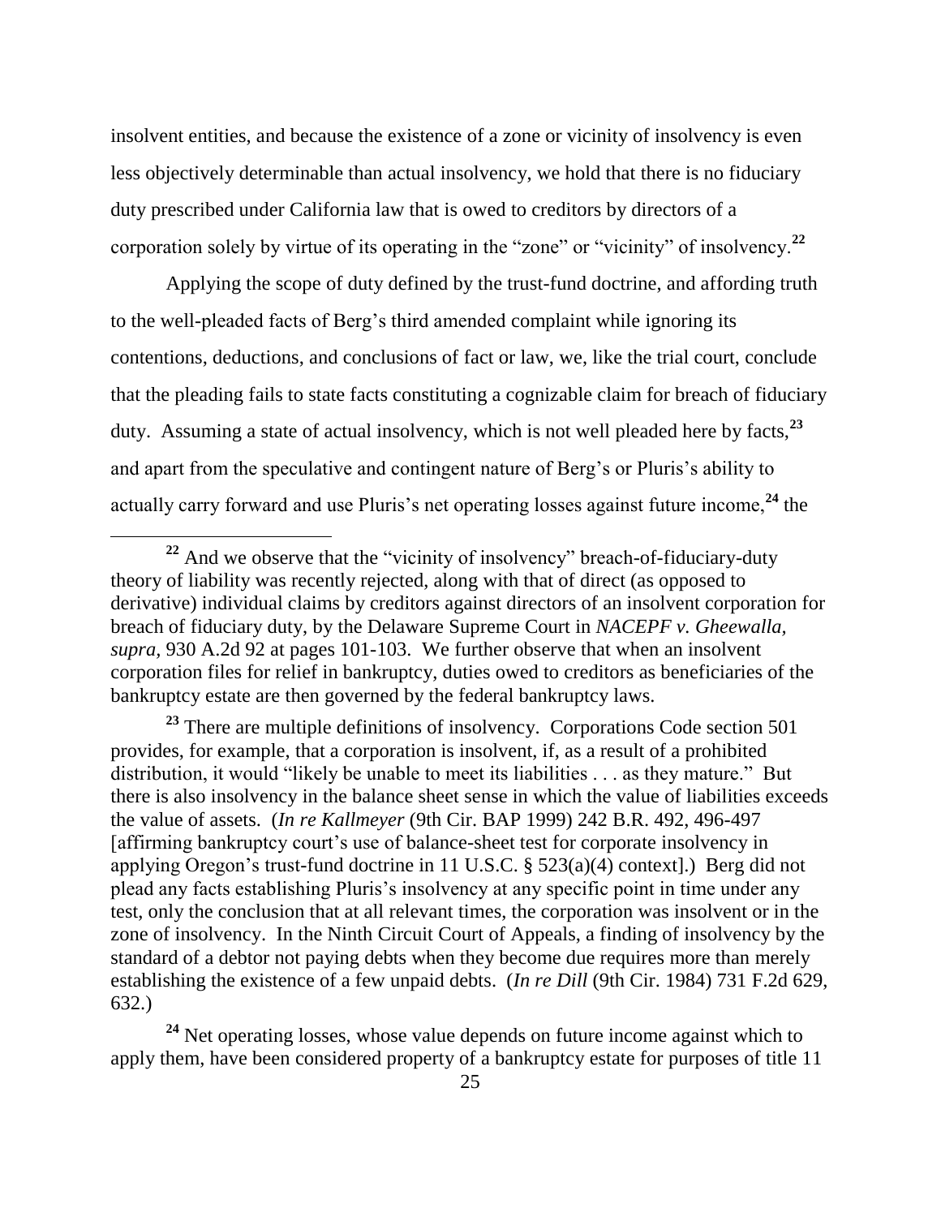insolvent entities, and because the existence of a zone or vicinity of insolvency is even less objectively determinable than actual insolvency, we hold that there is no fiduciary duty prescribed under California law that is owed to creditors by directors of a corporation solely by virtue of its operating in the "zone" or "vicinity" of insolvency.[22]

Applying the scope of duty defined by the trust-fund doctrine, and affording truth to the well-pleaded facts of Berg's third amended complaint while ignoring its contentions, deductions, and conclusions of fact or law, we, like the trial court, conclude that the pleading fails to state facts constituting a cognizable claim for breach of fiduciary duty. Assuming a state of actual insolvency, which is not well pleaded here by facts,[23] and apart from the speculative and contingent nature of Berg's or Pluris's ability to actually carry forward and use Pluris's net operating losses against future income,[24] the

---

[22] And we observe that the "vicinity of insolvency" breach-of-fiduciary-duty theory of liability was recently rejected, along with that of direct (as opposed to derivative) individual claims by creditors against directors of an insolvent corporation for breach of fiduciary duty, by the Delaware Supreme Court in *NACEPF v. Gheewalla, supra,* 930 A.2d 92 at pages 101-103. We further observe that when an insolvent corporation files for relief in bankruptcy, duties owed to creditors as beneficiaries of the bankruptcy estate are then governed by the federal bankruptcy laws.

[23] There are multiple definitions of insolvency. Corporations Code section 501 provides, for example, that a corporation is insolvent, if, as a result of a prohibited distribution, it would "likely be unable to meet its liabilities . . . as they mature." But there is also insolvency in the balance sheet sense in which the value of liabilities exceeds the value of assets. (*In re Kallmeyer* (9th Cir. BAP 1999) 242 B.R. 492, 496-497 [affirming bankruptcy court's use of balance-sheet test for corporate insolvency in applying Oregon's trust-fund doctrine in 11 U.S.C. § 523(a)(4) context].) Berg did not plead any facts establishing Pluris's insolvency at any specific point in time under any test, only the conclusion that at all relevant times, the corporation was insolvent or in the zone of insolvency. In the Ninth Circuit Court of Appeals, a finding of insolvency by the standard of a debtor not paying debts when they become due requires more than merely establishing the existence of a few unpaid debts. (*In re Dill* (9th Cir. 1984) 731 F.2d 629, 632.)

[24] Net operating losses, whose value depends on future income against which to apply them, have been considered property of a bankruptcy estate for purposes of title 11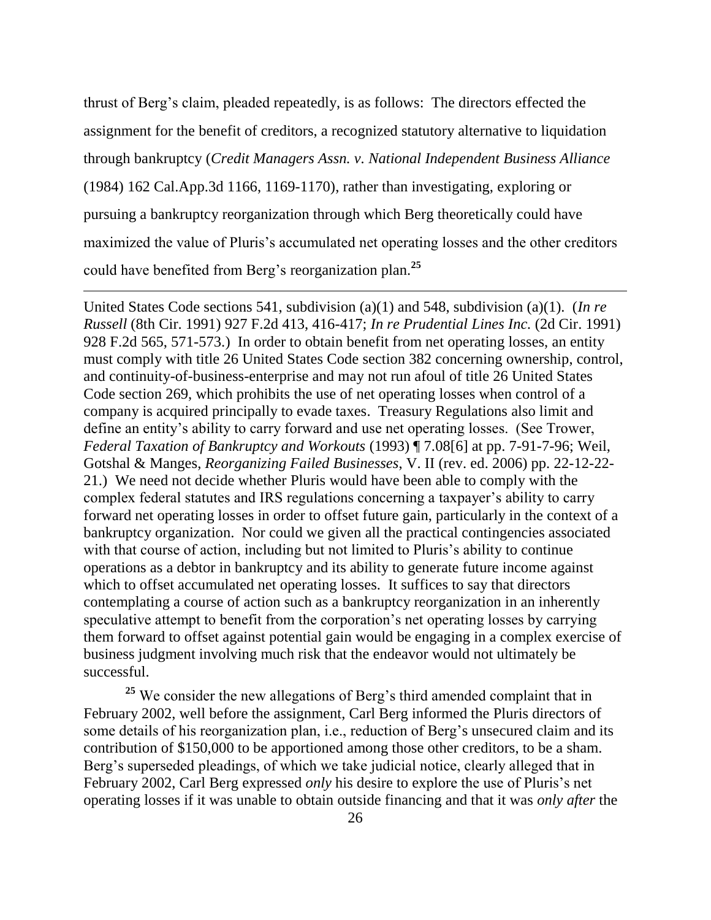thrust of Berg's claim, pleaded repeatedly, is as follows: The directors effected the assignment for the benefit of creditors, a recognized statutory alternative to liquidation through bankruptcy (*Credit Managers Assn. v. National Independent Business Alliance* (1984) 162 Cal.App.3d 1166, 1169-1170), rather than investigating, exploring or pursuing a bankruptcy reorganization through which Berg theoretically could have maximized the value of Pluris's accumulated net operating losses and the other creditors could have benefited from Berg's reorganization plan.[25]

---

United States Code sections 541, subdivision (a)(1) and 548, subdivision (a)(1). (*In re Russell* (8th Cir. 1991) 927 F.2d 413, 416-417; *In re Prudential Lines Inc.* (2d Cir. 1991) 928 F.2d 565, 571-573.) In order to obtain benefit from net operating losses, an entity must comply with title 26 United States Code section 382 concerning ownership, control, and continuity-of-business-enterprise and may not run afoul of title 26 United States Code section 269, which prohibits the use of net operating losses when control of a company is acquired principally to evade taxes. Treasury Regulations also limit and define an entity's ability to carry forward and use net operating losses. (See Trower, *Federal Taxation of Bankruptcy and Workouts* (1993) ¶ 7.08[6] at pp. 7-91-7-96; Weil, Gotshal & Manges, *Reorganizing Failed Businesses*, V. II (rev. ed. 2006) pp. 22-12-22-21.) We need not decide whether Pluris would have been able to comply with the complex federal statutes and IRS regulations concerning a taxpayer's ability to carry forward net operating losses in order to offset future gain, particularly in the context of a bankruptcy organization. Nor could we given all the practical contingencies associated with that course of action, including but not limited to Pluris's ability to continue operations as a debtor in bankruptcy and its ability to generate future income against which to offset accumulated net operating losses. It suffices to say that directors contemplating a course of action such as a bankruptcy reorganization in an inherently speculative attempt to benefit from the corporation's net operating losses by carrying them forward to offset against potential gain would be engaging in a complex exercise of business judgment involving much risk that the endeavor would not ultimately be successful.

[25] We consider the new allegations of Berg's third amended complaint that in February 2002, well before the assignment, Carl Berg informed the Pluris directors of some details of his reorganization plan, i.e., reduction of Berg's unsecured claim and its contribution of $150,000 to be apportioned among those other creditors, to be a sham. Berg's superseded pleadings, of which we take judicial notice, clearly alleged that in February 2002, Carl Berg expressed *only* his desire to explore the use of Pluris's net operating losses if it was unable to obtain outside financing and that it was *only after* the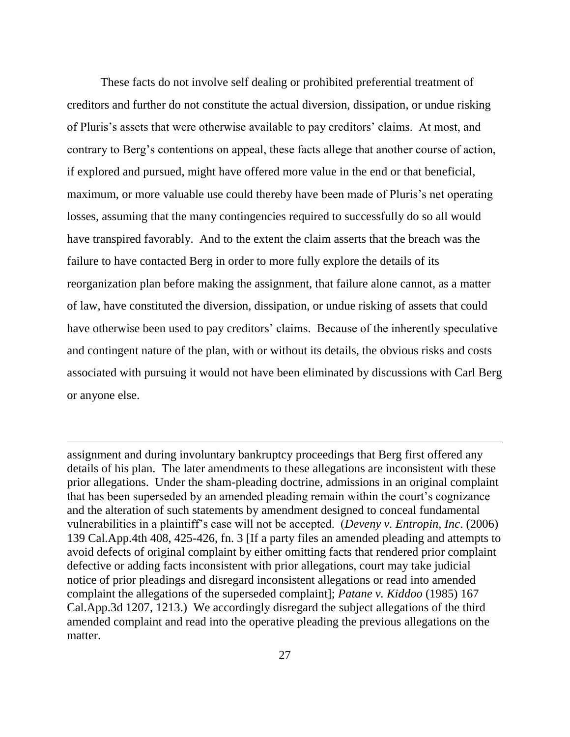These facts do not involve self dealing or prohibited preferential treatment of creditors and further do not constitute the actual diversion, dissipation, or undue risking of Pluris's assets that were otherwise available to pay creditors' claims. At most, and contrary to Berg's contentions on appeal, these facts allege that another course of action, if explored and pursued, might have offered more value in the end or that beneficial, maximum, or more valuable use could thereby have been made of Pluris's net operating losses, assuming that the many contingencies required to successfully do so all would have transpired favorably. And to the extent the claim asserts that the breach was the failure to have contacted Berg in order to more fully explore the details of its reorganization plan before making the assignment, that failure alone cannot, as a matter of law, have constituted the diversion, dissipation, or undue risking of assets that could have otherwise been used to pay creditors' claims. Because of the inherently speculative and contingent nature of the plan, with or without its details, the obvious risks and costs associated with pursuing it would not have been eliminated by discussions with Carl Berg or anyone else.

---

assignment and during involuntary bankruptcy proceedings that Berg first offered any details of his plan. The later amendments to these allegations are inconsistent with these prior allegations. Under the sham-pleading doctrine, admissions in an original complaint that has been superseded by an amended pleading remain within the court's cognizance and the alteration of such statements by amendment designed to conceal fundamental vulnerabilities in a plaintiff's case will not be accepted. (*Deveny v. Entropin, Inc*. (2006) 139 Cal.App.4th 408, 425-426, fn. 3 [If a party files an amended pleading and attempts to avoid defects of original complaint by either omitting facts that rendered prior complaint defective or adding facts inconsistent with prior allegations, court may take judicial notice of prior pleadings and disregard inconsistent allegations or read into amended complaint the allegations of the superseded complaint]; *Patane v. Kiddoo* (1985) 167 Cal.App.3d 1207, 1213.) We accordingly disregard the subject allegations of the third amended complaint and read into the operative pleading the previous allegations on the matter.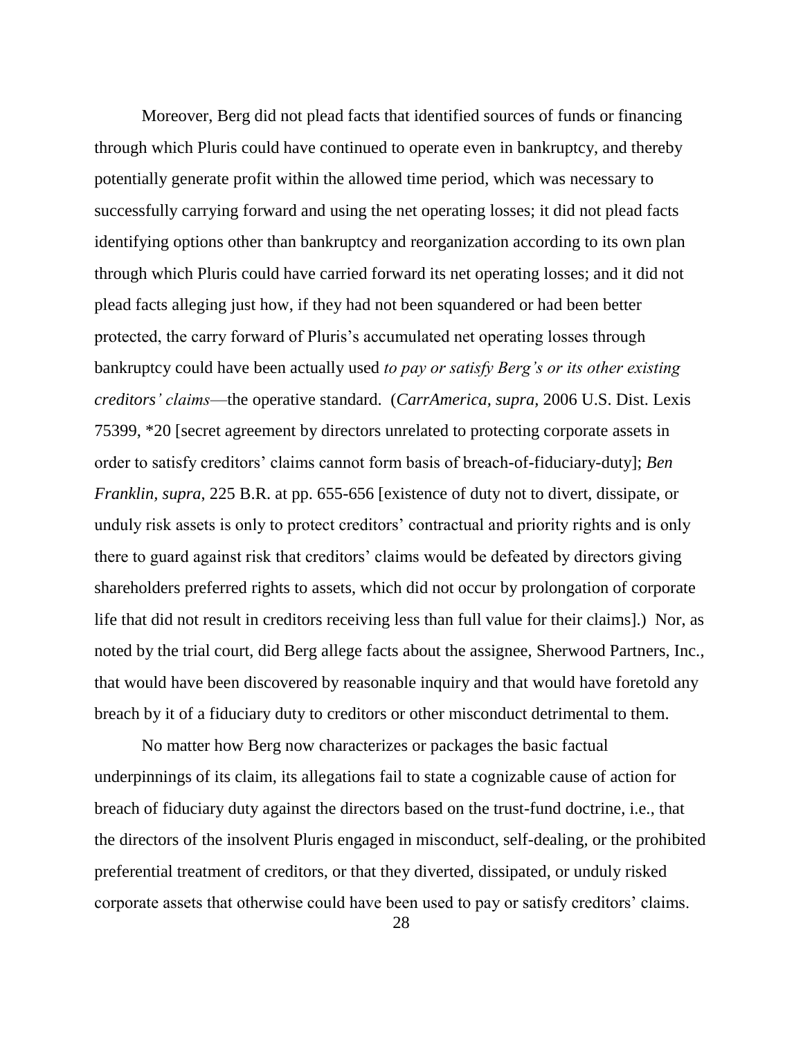Moreover, Berg did not plead facts that identified sources of funds or financing through which Pluris could have continued to operate even in bankruptcy, and thereby potentially generate profit within the allowed time period, which was necessary to successfully carrying forward and using the net operating losses; it did not plead facts identifying options other than bankruptcy and reorganization according to its own plan through which Pluris could have carried forward its net operating losses; and it did not plead facts alleging just how, if they had not been squandered or had been better protected, the carry forward of Pluris's accumulated net operating losses through bankruptcy could have been actually used *to pay or satisfy Berg's or its other existing creditors' claims*—the operative standard. (*CarrAmerica, supra,* 2006 U.S. Dist. Lexis 75399, *20 [secret agreement by directors unrelated to protecting corporate assets in order to satisfy creditors' claims cannot form basis of breach-of-fiduciary-duty]; *Ben Franklin, supra,* 225 B.R. at pp. 655-656 [existence of duty not to divert, dissipate, or unduly risk assets is only to protect creditors' contractual and priority rights and is only there to guard against risk that creditors' claims would be defeated by directors giving shareholders preferred rights to assets, which did not occur by prolongation of corporate life that did not result in creditors receiving less than full value for their claims].) Nor, as noted by the trial court, did Berg allege facts about the assignee, Sherwood Partners, Inc., that would have been discovered by reasonable inquiry and that would have foretold any breach by it of a fiduciary duty to creditors or other misconduct detrimental to them.

No matter how Berg now characterizes or packages the basic factual underpinnings of its claim, its allegations fail to state a cognizable cause of action for breach of fiduciary duty against the directors based on the trust-fund doctrine, i.e., that the directors of the insolvent Pluris engaged in misconduct, self-dealing, or the prohibited preferential treatment of creditors, or that they diverted, dissipated, or unduly risked corporate assets that otherwise could have been used to pay or satisfy creditors' claims.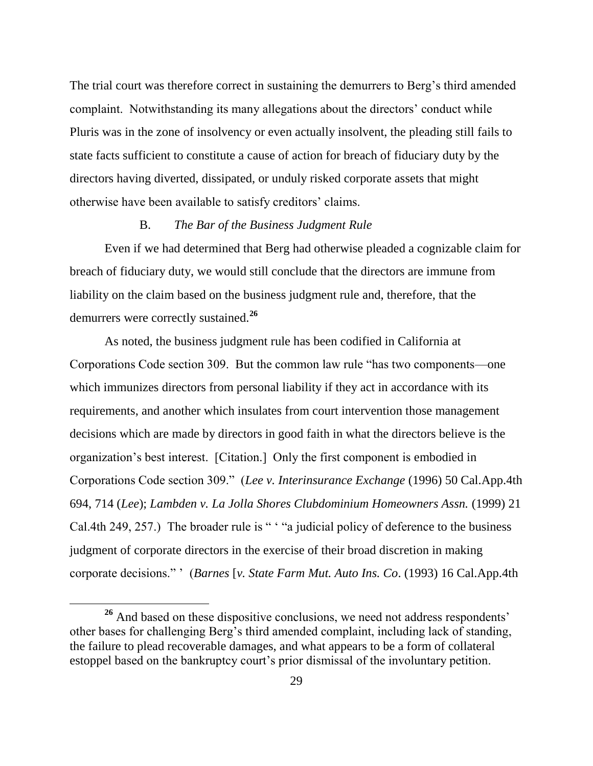The trial court was therefore correct in sustaining the demurrers to Berg's third amended complaint. Notwithstanding its many allegations about the directors' conduct while Pluris was in the zone of insolvency or even actually insolvent, the pleading still fails to state facts sufficient to constitute a cause of action for breach of fiduciary duty by the directors having diverted, dissipated, or unduly risked corporate assets that might otherwise have been available to satisfy creditors' claims.

### B. *The Bar of the Business Judgment Rule*

Even if we had determined that Berg had otherwise pleaded a cognizable claim for breach of fiduciary duty, we would still conclude that the directors are immune from liability on the claim based on the business judgment rule and, therefore, that the demurrers were correctly sustained.[26]

As noted, the business judgment rule has been codified in California at Corporations Code section 309. But the common law rule "has two components—one which immunizes directors from personal liability if they act in accordance with its requirements, and another which insulates from court intervention those management decisions which are made by directors in good faith in what the directors believe is the organization's best interest. [Citation.] Only the first component is embodied in Corporations Code section 309." (*Lee v. Interinsurance Exchange* (1996) 50 Cal.App.4th 694, 714 (*Lee*); *Lambden v. La Jolla Shores Clubdominium Homeowners Assn.* (1999) 21 Cal.4th 249, 257.) The broader rule is " ' "a judicial policy of deference to the business judgment of corporate directors in the exercise of their broad discretion in making corporate decisions." ' (*Barnes* [*v. State Farm Mut. Auto Ins. Co*. (1993) 16 Cal.App.4th

---

[26] And based on these dispositive conclusions, we need not address respondents' other bases for challenging Berg's third amended complaint, including lack of standing, the failure to plead recoverable damages, and what appears to be a form of collateral estoppel based on the bankruptcy court's prior dismissal of the involuntary petition.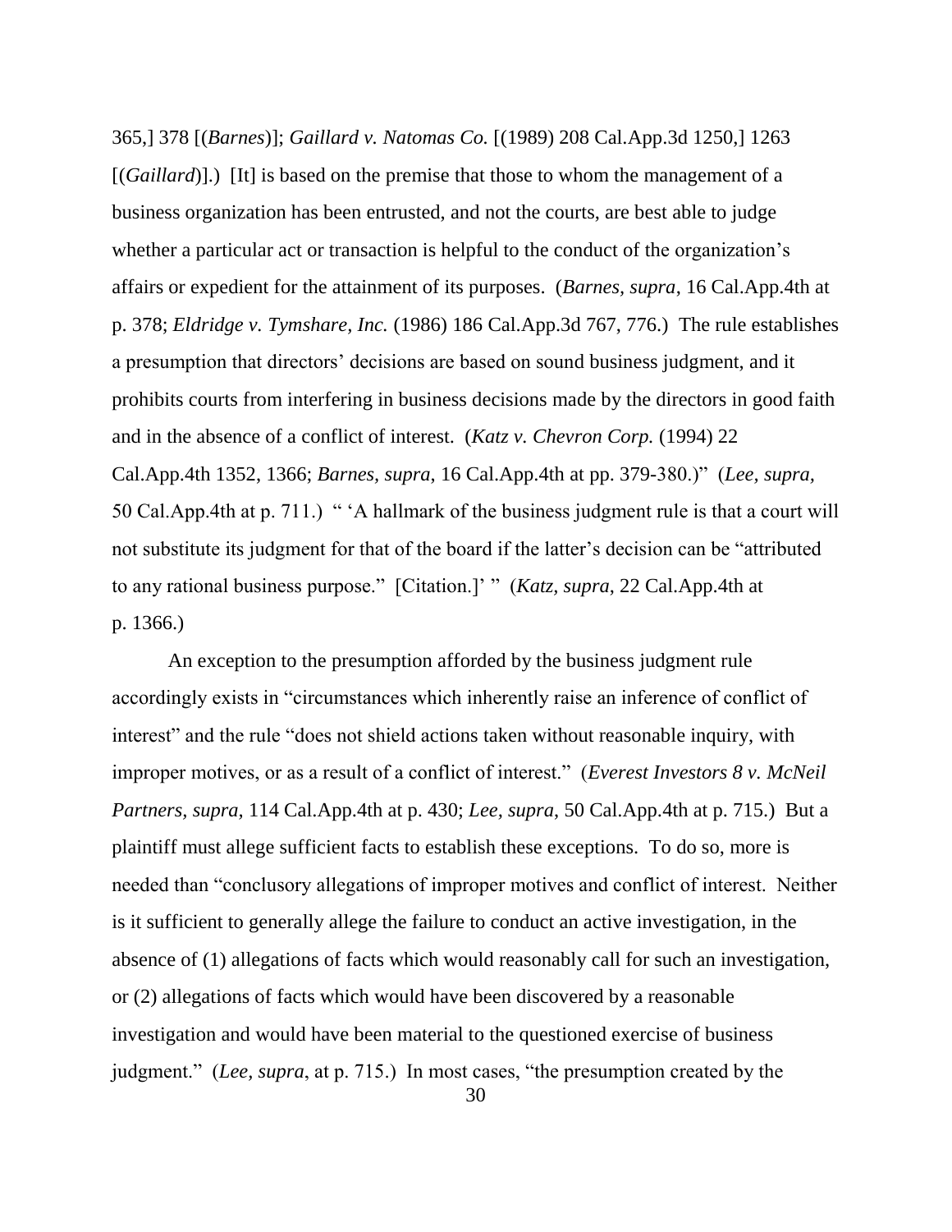365,] 378 [(*Barnes*)]; *Gaillard v. Natomas Co.* [(1989) 208 Cal.App.3d 1250,] 1263 [(*Gaillard*)].) [It] is based on the premise that those to whom the management of a business organization has been entrusted, and not the courts, are best able to judge whether a particular act or transaction is helpful to the conduct of the organization's affairs or expedient for the attainment of its purposes. (*Barnes, supra*, 16 Cal.App.4th at p. 378; *Eldridge v. Tymshare, Inc.* (1986) 186 Cal.App.3d 767, 776.) The rule establishes a presumption that directors' decisions are based on sound business judgment, and it prohibits courts from interfering in business decisions made by the directors in good faith and in the absence of a conflict of interest. (*Katz v. Chevron Corp.* (1994) 22 Cal.App.4th 1352, 1366; *Barnes, supra*, 16 Cal.App.4th at pp. 379-380.)" (*Lee, supra,* 50 Cal.App.4th at p. 711.) " 'A hallmark of the business judgment rule is that a court will not substitute its judgment for that of the board if the latter's decision can be "attributed to any rational business purpose." [Citation.]' " (*Katz, supra*, 22 Cal.App.4th at p. 1366.)

An exception to the presumption afforded by the business judgment rule accordingly exists in "circumstances which inherently raise an inference of conflict of interest" and the rule "does not shield actions taken without reasonable inquiry, with improper motives, or as a result of a conflict of interest." (*Everest Investors 8 v. McNeil Partners, supra,* 114 Cal.App.4th at p. 430; *Lee, supra*, 50 Cal.App.4th at p. 715.) But a plaintiff must allege sufficient facts to establish these exceptions. To do so, more is needed than "conclusory allegations of improper motives and conflict of interest. Neither is it sufficient to generally allege the failure to conduct an active investigation, in the absence of (1) allegations of facts which would reasonably call for such an investigation, or (2) allegations of facts which would have been discovered by a reasonable investigation and would have been material to the questioned exercise of business judgment." (*Lee, supra*, at p. 715.) In most cases, "the presumption created by the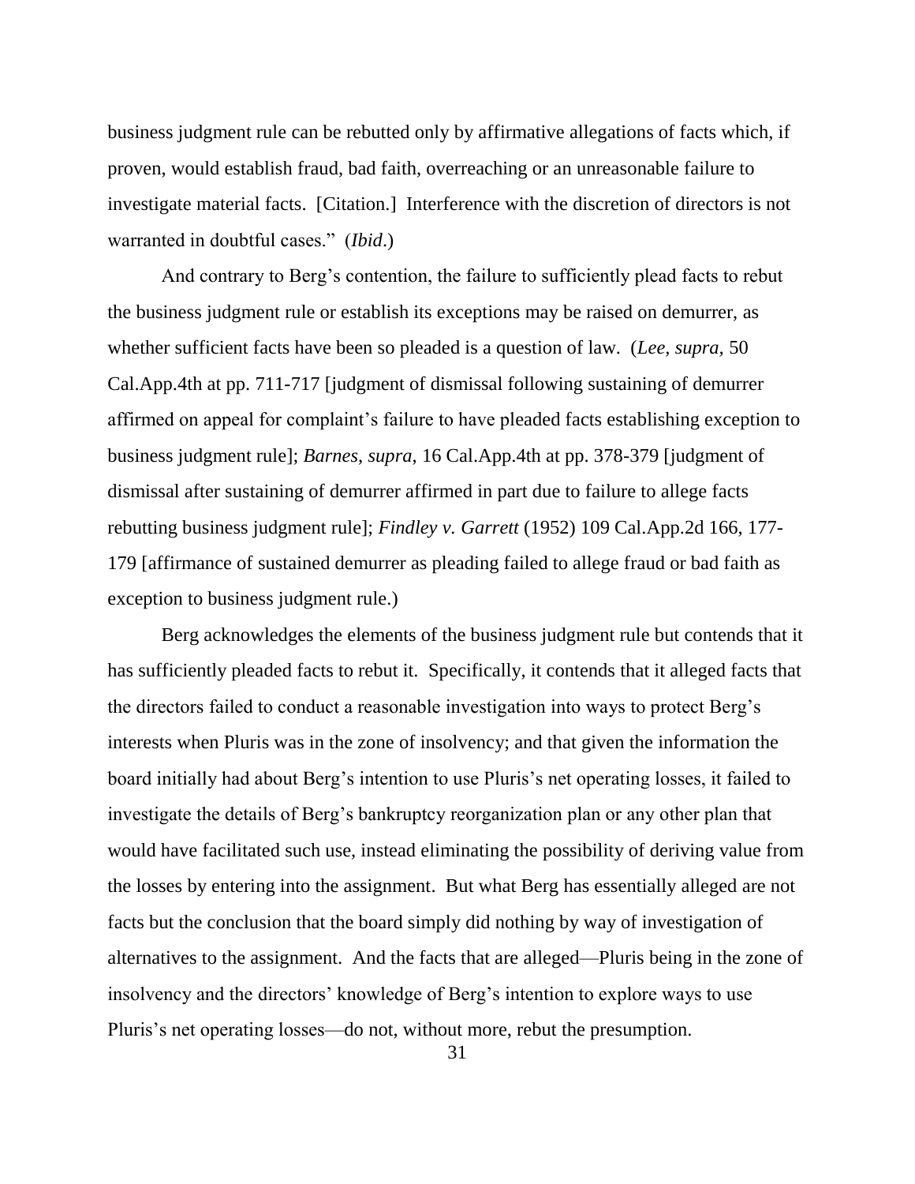business judgment rule can be rebutted only by affirmative allegations of facts which, if proven, would establish fraud, bad faith, overreaching or an unreasonable failure to investigate material facts. [Citation.] Interference with the discretion of directors is not warranted in doubtful cases." (*Ibid*.)

And contrary to Berg's contention, the failure to sufficiently plead facts to rebut the business judgment rule or establish its exceptions may be raised on demurrer, as whether sufficient facts have been so pleaded is a question of law. (*Lee, supra,* 50 Cal.App.4th at pp. 711-717 [judgment of dismissal following sustaining of demurrer affirmed on appeal for complaint's failure to have pleaded facts establishing exception to business judgment rule]; *Barnes, supra,* 16 Cal.App.4th at pp. 378-379 [judgment of dismissal after sustaining of demurrer affirmed in part due to failure to allege facts rebutting business judgment rule]; *Findley v. Garrett* (1952) 109 Cal.App.2d 166, 177-179 [affirmance of sustained demurrer as pleading failed to allege fraud or bad faith as exception to business judgment rule.)

Berg acknowledges the elements of the business judgment rule but contends that it has sufficiently pleaded facts to rebut it. Specifically, it contends that it alleged facts that the directors failed to conduct a reasonable investigation into ways to protect Berg's interests when Pluris was in the zone of insolvency; and that given the information the board initially had about Berg's intention to use Pluris's net operating losses, it failed to investigate the details of Berg's bankruptcy reorganization plan or any other plan that would have facilitated such use, instead eliminating the possibility of deriving value from the losses by entering into the assignment. But what Berg has essentially alleged are not facts but the conclusion that the board simply did nothing by way of investigation of alternatives to the assignment. And the facts that are alleged—Pluris being in the zone of insolvency and the directors' knowledge of Berg's intention to explore ways to use Pluris's net operating losses—do not, without more, rebut the presumption.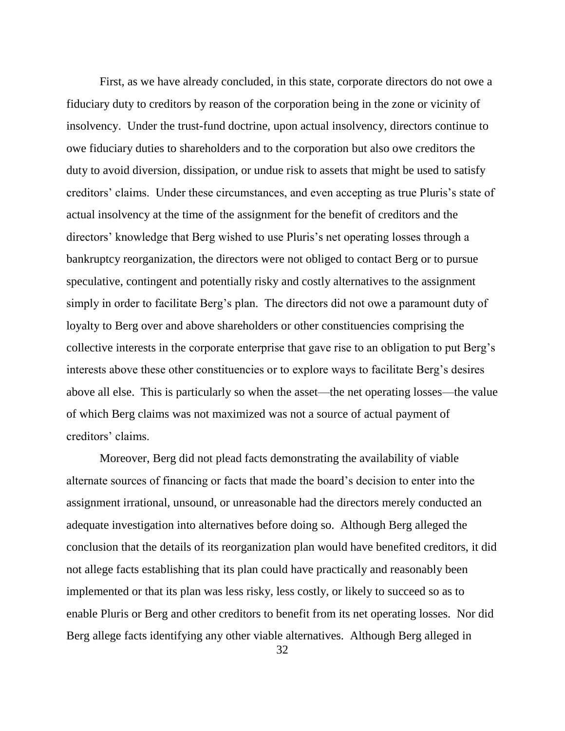First, as we have already concluded, in this state, corporate directors do not owe a fiduciary duty to creditors by reason of the corporation being in the zone or vicinity of insolvency. Under the trust-fund doctrine, upon actual insolvency, directors continue to owe fiduciary duties to shareholders and to the corporation but also owe creditors the duty to avoid diversion, dissipation, or undue risk to assets that might be used to satisfy creditors' claims. Under these circumstances, and even accepting as true Pluris's state of actual insolvency at the time of the assignment for the benefit of creditors and the directors' knowledge that Berg wished to use Pluris's net operating losses through a bankruptcy reorganization, the directors were not obliged to contact Berg or to pursue speculative, contingent and potentially risky and costly alternatives to the assignment simply in order to facilitate Berg's plan. The directors did not owe a paramount duty of loyalty to Berg over and above shareholders or other constituencies comprising the collective interests in the corporate enterprise that gave rise to an obligation to put Berg's interests above these other constituencies or to explore ways to facilitate Berg's desires above all else. This is particularly so when the asset—the net operating losses—the value of which Berg claims was not maximized was not a source of actual payment of creditors' claims.

Moreover, Berg did not plead facts demonstrating the availability of viable alternate sources of financing or facts that made the board's decision to enter into the assignment irrational, unsound, or unreasonable had the directors merely conducted an adequate investigation into alternatives before doing so. Although Berg alleged the conclusion that the details of its reorganization plan would have benefited creditors, it did not allege facts establishing that its plan could have practically and reasonably been implemented or that its plan was less risky, less costly, or likely to succeed so as to enable Pluris or Berg and other creditors to benefit from its net operating losses. Nor did Berg allege facts identifying any other viable alternatives. Although Berg alleged in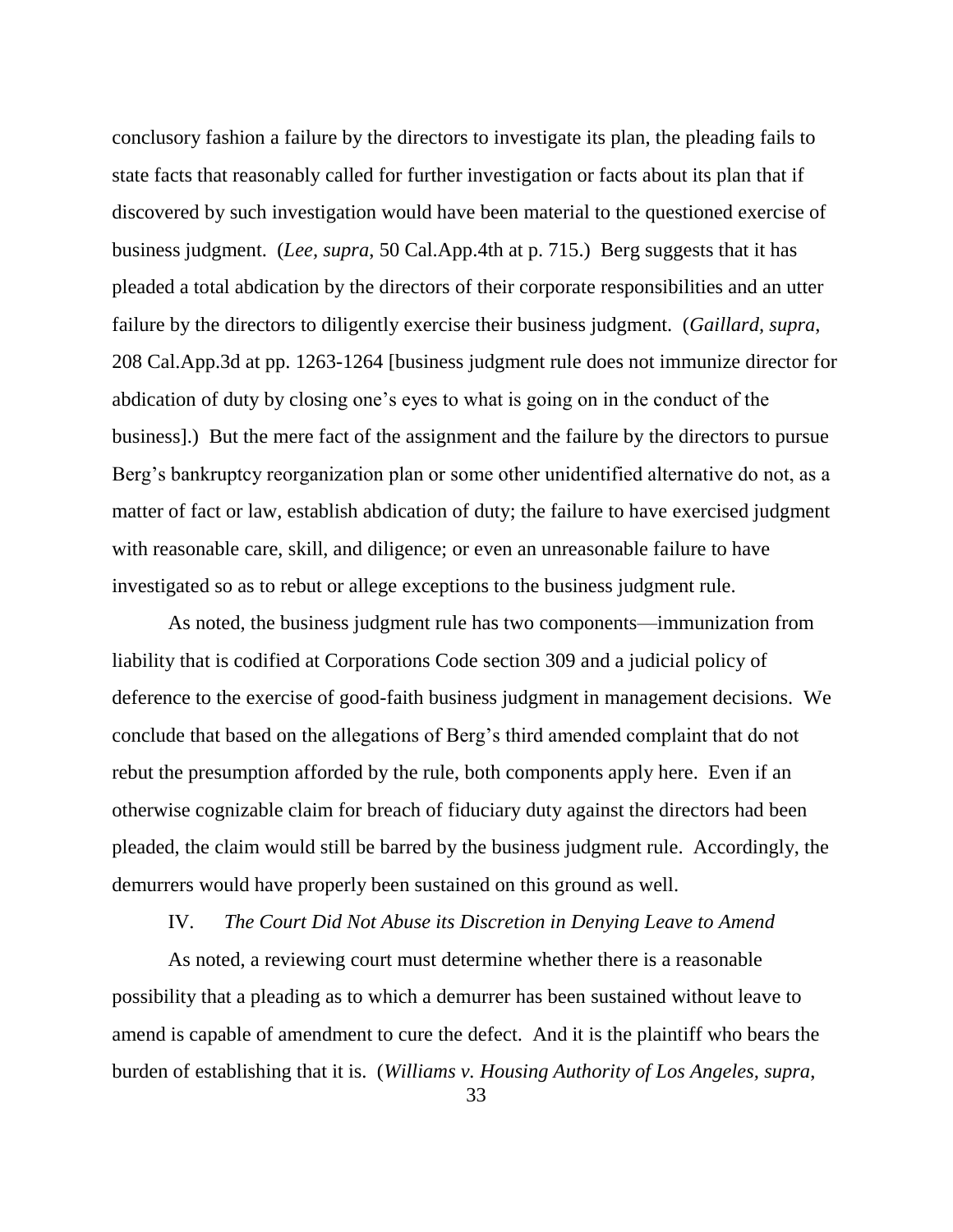conclusory fashion a failure by the directors to investigate its plan, the pleading fails to state facts that reasonably called for further investigation or facts about its plan that if discovered by such investigation would have been material to the questioned exercise of business judgment. (*Lee*, *supra*, 50 Cal.App.4th at p. 715.) Berg suggests that it has pleaded a total abdication by the directors of their corporate responsibilities and an utter failure by the directors to diligently exercise their business judgment. (*Gaillard*, *supra*, 208 Cal.App.3d at pp. 1263-1264 [business judgment rule does not immunize director for abdication of duty by closing one's eyes to what is going on in the conduct of the business].) But the mere fact of the assignment and the failure by the directors to pursue Berg's bankruptcy reorganization plan or some other unidentified alternative do not, as a matter of fact or law, establish abdication of duty; the failure to have exercised judgment with reasonable care, skill, and diligence; or even an unreasonable failure to have investigated so as to rebut or allege exceptions to the business judgment rule.

As noted, the business judgment rule has two components—immunization from liability that is codified at Corporations Code section 309 and a judicial policy of deference to the exercise of good-faith business judgment in management decisions. We conclude that based on the allegations of Berg's third amended complaint that do not rebut the presumption afforded by the rule, both components apply here. Even if an otherwise cognizable claim for breach of fiduciary duty against the directors had been pleaded, the claim would still be barred by the business judgment rule. Accordingly, the demurrers would have properly been sustained on this ground as well.

## IV. *The Court Did Not Abuse its Discretion in Denying Leave to Amend*

As noted, a reviewing court must determine whether there is a reasonable possibility that a pleading as to which a demurrer has been sustained without leave to amend is capable of amendment to cure the defect. And it is the plaintiff who bears the burden of establishing that it is. (*Williams v. Housing Authority of Los Angeles*, *supra*,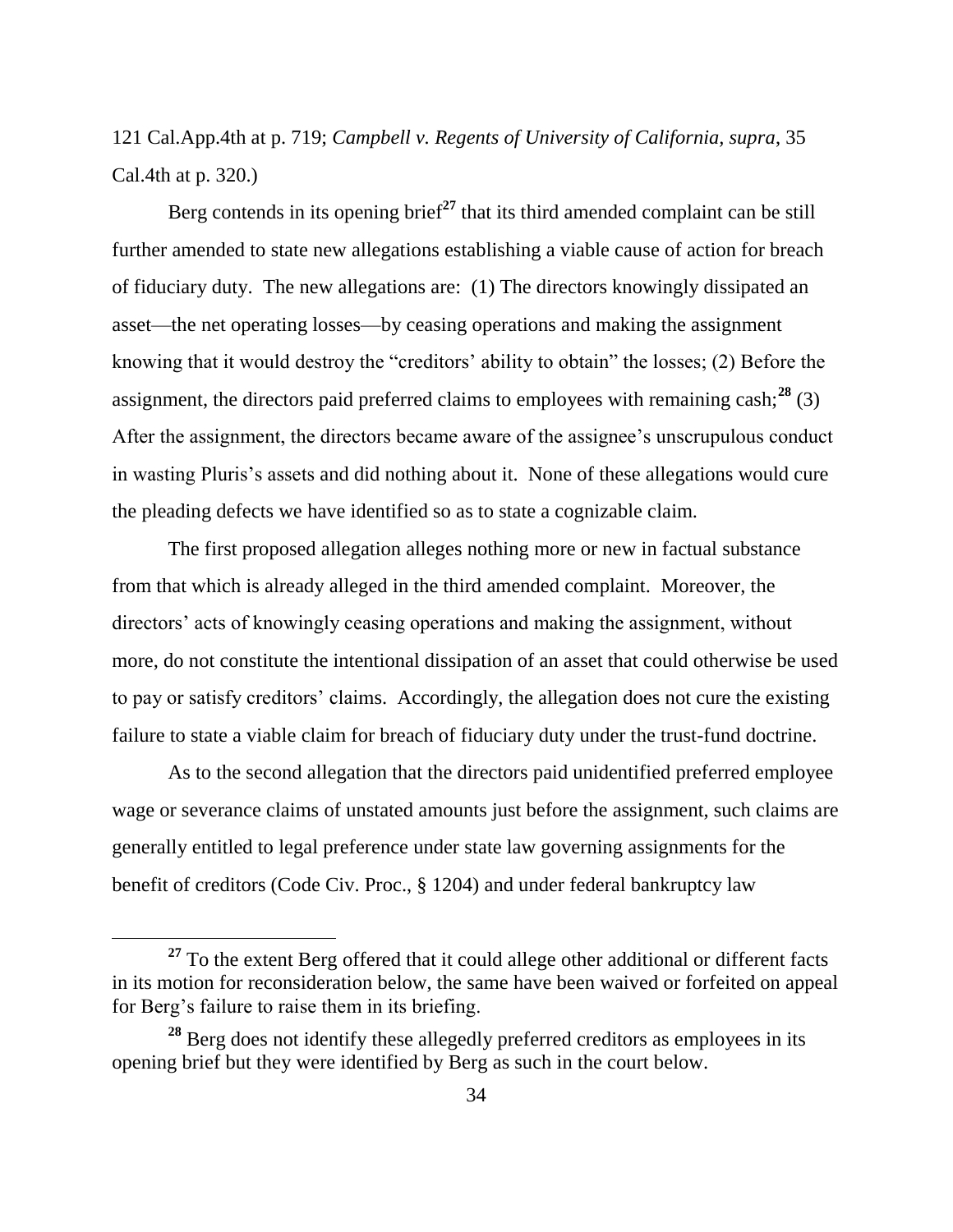121 Cal.App.4th at p. 719; *Campbell v. Regents of University of California*, *supra*, 35 Cal.4th at p. 320.)

Berg contends in its opening brief[27] that its third amended complaint can be still further amended to state new allegations establishing a viable cause of action for breach of fiduciary duty. The new allegations are: (1) The directors knowingly dissipated an asset—the net operating losses—by ceasing operations and making the assignment knowing that it would destroy the "creditors' ability to obtain" the losses; (2) Before the assignment, the directors paid preferred claims to employees with remaining cash;[28] (3) After the assignment, the directors became aware of the assignee's unscrupulous conduct in wasting Pluris's assets and did nothing about it. None of these allegations would cure the pleading defects we have identified so as to state a cognizable claim.

The first proposed allegation alleges nothing more or new in factual substance from that which is already alleged in the third amended complaint. Moreover, the directors' acts of knowingly ceasing operations and making the assignment, without more, do not constitute the intentional dissipation of an asset that could otherwise be used to pay or satisfy creditors' claims. Accordingly, the allegation does not cure the existing failure to state a viable claim for breach of fiduciary duty under the trust-fund doctrine.

As to the second allegation that the directors paid unidentified preferred employee wage or severance claims of unstated amounts just before the assignment, such claims are generally entitled to legal preference under state law governing assignments for the benefit of creditors (Code Civ. Proc., § 1204) and under federal bankruptcy law

---

[27] To the extent Berg offered that it could allege other additional or different facts in its motion for reconsideration below, the same have been waived or forfeited on appeal for Berg's failure to raise them in its briefing.

[28] Berg does not identify these allegedly preferred creditors as employees in its opening brief but they were identified by Berg as such in the court below.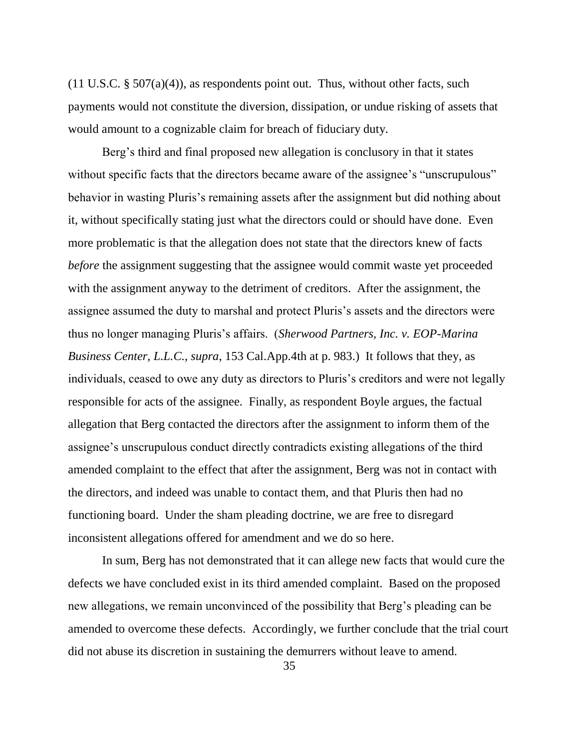(11 U.S.C. § 507(a)(4)), as respondents point out. Thus, without other facts, such payments would not constitute the diversion, dissipation, or undue risking of assets that would amount to a cognizable claim for breach of fiduciary duty.

Berg's third and final proposed new allegation is conclusory in that it states without specific facts that the directors became aware of the assignee's "unscrupulous" behavior in wasting Pluris's remaining assets after the assignment but did nothing about it, without specifically stating just what the directors could or should have done. Even more problematic is that the allegation does not state that the directors knew of facts *before* the assignment suggesting that the assignee would commit waste yet proceeded with the assignment anyway to the detriment of creditors. After the assignment, the assignee assumed the duty to marshal and protect Pluris's assets and the directors were thus no longer managing Pluris's affairs. (*Sherwood Partners, Inc. v. EOP-Marina Business Center, L.L.C.*, *supra*, 153 Cal.App.4th at p. 983.) It follows that they, as individuals, ceased to owe any duty as directors to Pluris's creditors and were not legally responsible for acts of the assignee. Finally, as respondent Boyle argues, the factual allegation that Berg contacted the directors after the assignment to inform them of the assignee's unscrupulous conduct directly contradicts existing allegations of the third amended complaint to the effect that after the assignment, Berg was not in contact with the directors, and indeed was unable to contact them, and that Pluris then had no functioning board. Under the sham pleading doctrine, we are free to disregard inconsistent allegations offered for amendment and we do so here.

In sum, Berg has not demonstrated that it can allege new facts that would cure the defects we have concluded exist in its third amended complaint. Based on the proposed new allegations, we remain unconvinced of the possibility that Berg's pleading can be amended to overcome these defects. Accordingly, we further conclude that the trial court did not abuse its discretion in sustaining the demurrers without leave to amend.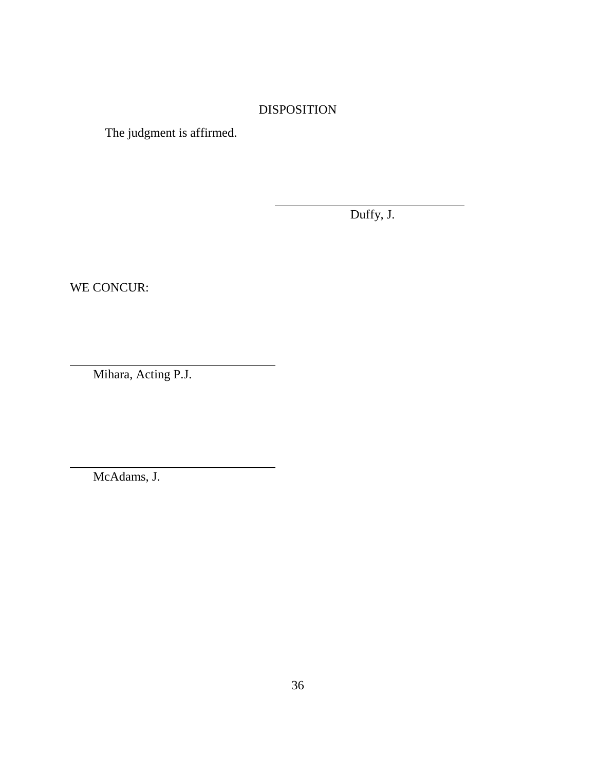## DISPOSITION

The judgment is affirmed.

\_\_\_\_\_\_\_\_\_\_\_\_\_\_\_\_\_\_\_\_\_\_\_\_\_\_\_\_\_\_\_\_\_\_\_\_\_
Duffy, J.

WE CONCUR:

\_\_\_\_\_\_\_\_\_\_\_\_\_\_\_\_\_\_\_\_\_\_\_\_\_\_\_\_\_\_\_\_\_\_\_\_\_
Mihara, Acting P.J.

\_\_\_\_\_\_\_\_\_\_\_\_\_\_\_\_\_\_\_\_\_\_\_\_\_\_\_\_\_\_\_\_\_\_\_\_\_
McAdams, J.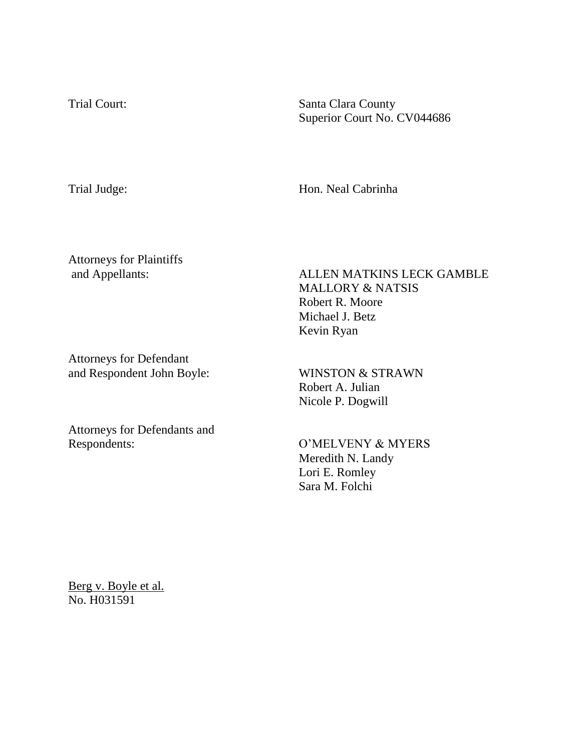Trial Court: Santa Clara County
Superior Court No. CV044686

Trial Judge: Hon. Neal Cabrinha

Attorneys for Plaintiffs
and Appellants: ALLEN MATKINS LECK GAMBLE MALLORY & NATSIS
Robert R. Moore
Michael J. Betz
Kevin Ryan

Attorneys for Defendant
and Respondent John Boyle: WINSTON & STRAWN
Robert A. Julian
Nicole P. Dogwill

Attorneys for Defendants and
Respondents: O'MELVENY & MYERS
Meredith N. Landy
Lori E. Romley
Sara M. Folchi

Berg v. Boyle et al.
No. H031591